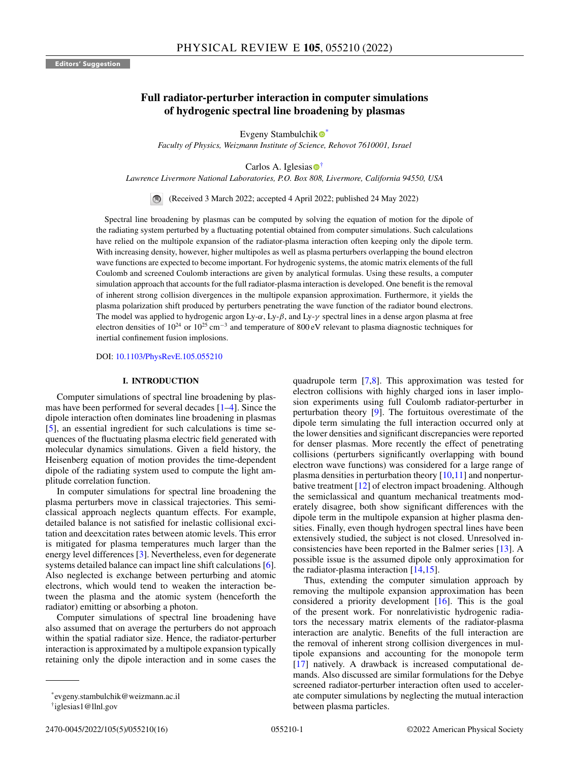**Editors' Suggestion**

# Full radiator-perturber interaction in computer simulations of hydrogenic spectral line broadening by plasmas

Evgeny Stambulchik[*]

*Faculty of Physics, Weizmann Institute of Science, Rehovot 7610001, Israel*

Carlos A. Iglesias[†]

*Lawrence Livermore National Laboratories, P.O. Box 808, Livermore, California 94550, USA*

(Received 3 March 2022; accepted 4 April 2022; published 24 May 2022)

Spectral line broadening by plasmas can be computed by solving the equation of motion for the dipole of the radiating system perturbed by a fluctuating potential obtained from computer simulations. Such calculations have relied on the multipole expansion of the radiator-plasma interaction often keeping only the dipole term. With increasing density, however, higher multipoles as well as plasma perturbers overlapping the bound electron wave functions are expected to become important. For hydrogenic systems, the atomic matrix elements of the full Coulomb and screened Coulomb interactions are given by analytical formulas. Using these results, a computer simulation approach that accounts for the full radiator-plasma interaction is developed. One benefit is the removal of inherent strong collision divergences in the multipole expansion approximation. Furthermore, it yields the plasma polarization shift produced by perturbers penetrating the wave function of the radiator bound electrons. The model was applied to hydrogenic argon Ly-$\alpha$, Ly-$\beta$, and Ly-$\gamma$ spectral lines in a dense argon plasma at free electron densities of $10^{24}$ or $10^{25}$ cm$^{-3}$ and temperature of 800 eV relevant to plasma diagnostic techniques for inertial confinement fusion implosions.

DOI: 10.1103/PhysRevE.105.055210

## I. INTRODUCTION

Computer simulations of spectral line broadening by plasmas have been performed for several decades [1–4]. Since the dipole interaction often dominates line broadening in plasmas [5], an essential ingredient for such calculations is time sequences of the fluctuating plasma electric field generated with molecular dynamics simulations. Given a field history, the Heisenberg equation of motion provides the time-dependent dipole of the radiating system used to compute the light amplitude correlation function.

In computer simulations for spectral line broadening the plasma perturbers move in classical trajectories. This semiclassical approach neglects quantum effects. For example, detailed balance is not satisfied for inelastic collisional excitation and deexcitation rates between atomic levels. This error is mitigated for plasma temperatures much larger than the energy level differences [3]. Nevertheless, even for degenerate systems detailed balance can impact line shift calculations [6]. Also neglected is exchange between perturbing and atomic electrons, which would tend to weaken the interaction between the plasma and the atomic system (henceforth the radiator) emitting or absorbing a photon.

Computer simulations of spectral line broadening have also assumed that on average the perturbers do not approach within the spatial radiator size. Hence, the radiator-perturber interaction is approximated by a multipole expansion typically retaining only the dipole interaction and in some cases the quadrupole term [7,8]. This approximation was tested for electron collisions with highly charged ions in laser implosion experiments using full Coulomb radiator-perturber in perturbation theory [9]. The fortuitous overestimate of the dipole term simulating the full interaction occurred only at the lower densities and significant discrepancies were reported for denser plasmas. More recently the effect of penetrating collisions (perturbers significantly overlapping with bound electron wave functions) was considered for a large range of plasma densities in perturbation theory [10,11] and nonperturbative treatment [12] of electron impact broadening. Although the semiclassical and quantum mechanical treatments moderately disagree, both show significant differences with the dipole term in the multipole expansion at higher plasma densities. Finally, even though hydrogen spectral lines have been extensively studied, the subject is not closed. Unresolved inconsistencies have been reported in the Balmer series [13]. A possible issue is the assumed dipole only approximation for the radiator-plasma interaction [14,15].

Thus, extending the computer simulation approach by removing the multipole expansion approximation has been considered a priority development [16]. This is the goal of the present work. For nonrelativistic hydrogenic radiators the necessary matrix elements of the radiator-plasma interaction are analytic. Benefits of the full interaction are the removal of inherent strong collision divergences in multipole expansions and accounting for the monopole term [17] natively. A drawback is increased computational demands. Also discussed are similar formulations for the Debye screened radiator-perturber interaction often used to accelerate computer simulations by neglecting the mutual interaction between plasma particles.

[*] evgeny.stambulchik@weizmann.ac.il

[†] iglesias1@llnl.gov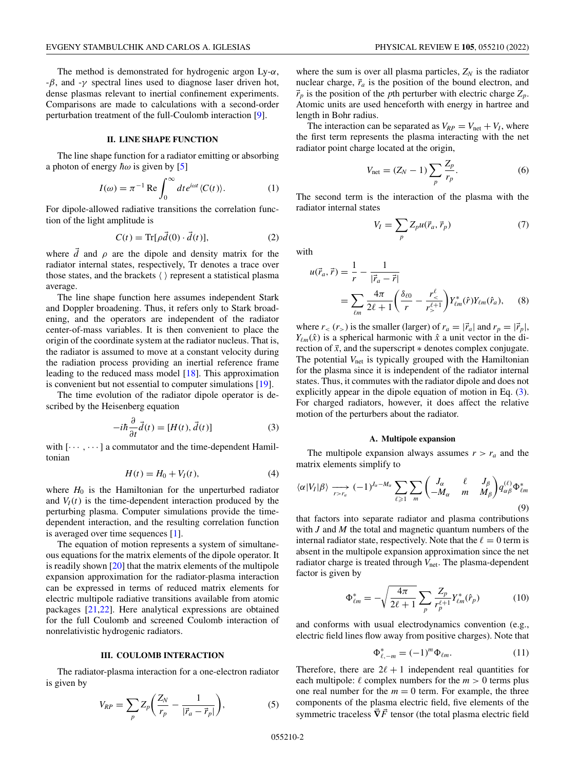The method is demonstrated for hydrogenic argon Ly-$\alpha$, -$\beta$, and -$\gamma$ spectral lines used to diagnose laser driven hot, dense plasmas relevant to inertial confinement experiments. Comparisons are made to calculations with a second-order perturbation treatment of the full-Coulomb interaction [9].

## II. LINE SHAPE FUNCTION

The line shape function for a radiator emitting or absorbing a photon of energy $\hbar\omega$ is given by [5]

$$I(\omega) = \pi^{-1}\,\mathrm{Re}\int_0^\infty dt\, e^{i\omega t}\langle C(t)\rangle. \tag{1}$$

For dipole-allowed radiative transitions the correlation function of the light amplitude is

$$C(t) = \mathrm{Tr}[\rho\vec{d}(0)\cdot\vec{d}(t)], \tag{2}$$

where $\vec{d}$ and $\rho$ are the dipole and density matrix for the radiator internal states, respectively, Tr denotes a trace over those states, and the brackets $\langle\,\rangle$ represent a statistical plasma average.

The line shape function here assumes independent Stark and Doppler broadening. Thus, it refers only to Stark broadening, and the operators are independent of the radiator center-of-mass variables. It is then convenient to place the origin of the coordinate system at the radiator nucleus. That is, the radiator is assumed to move at a constant velocity during the radiation process providing an inertial reference frame leading to the reduced mass model [18]. This approximation is convenient but not essential to computer simulations [19].

The time evolution of the radiator dipole operator is described by the Heisenberg equation

$$-i\hbar\frac{\partial}{\partial t}\vec{d}(t) = [H(t), \vec{d}(t)] \tag{3}$$

with $[\cdots,\cdots]$ a commutator and the time-dependent Hamiltonian

$$H(t) = H_0 + V_I(t), \tag{4}$$

where $H_0$ is the Hamiltonian for the unperturbed radiator and $V_I(t)$ is the time-dependent interaction produced by the perturbing plasma. Computer simulations provide the time-dependent interaction, and the resulting correlation function is averaged over time sequences [1].

The equation of motion represents a system of simultaneous equations for the matrix elements of the dipole operator. It is readily shown [20] that the matrix elements of the multipole expansion approximation for the radiator-plasma interaction can be expressed in terms of reduced matrix elements for electric multipole radiative transitions available from atomic packages [21,22]. Here analytical expressions are obtained for the full Coulomb and screened Coulomb interaction of nonrelativistic hydrogenic radiators.

## III. COULOMB INTERACTION

The radiator-plasma interaction for a one-electron radiator is given by

$$V_{RP} = \sum_p Z_p\left(\frac{Z_N}{r_p} - \frac{1}{|\vec{r}_a - \vec{r}_p|}\right), \tag{5}$$

where the sum is over all plasma particles, $Z_N$ is the radiator nuclear charge, $\vec{r}_a$ is the position of the bound electron, and $\vec{r}_p$ is the position of the $p$th perturber with electric charge $Z_p$. Atomic units are used henceforth with energy in hartree and length in Bohr radius.

The interaction can be separated as $V_{RP} = V_{\mathrm{net}} + V_I$, where the first term represents the plasma interacting with the net radiator point charge located at the origin,

$$V_{\mathrm{net}} = (Z_N - 1)\sum_p \frac{Z_p}{r_p}. \tag{6}$$

The second term is the interaction of the plasma with the radiator internal states

$$V_I = \sum_p Z_p u(\vec{r}_a, \vec{r}_p) \tag{7}$$

with

$$u(\vec{r}_a, \vec{r}) = \frac{1}{r} - \frac{1}{|\vec{r}_a - \vec{r}|} = \sum_{\ell m}\frac{4\pi}{2\ell+1}\left(\frac{\delta_{\ell 0}}{r} - \frac{r_<^\ell}{r_>^{\ell+1}}\right)Y_{\ell m}^*(\hat{r})Y_{\ell m}(\hat{r}_a), \tag{8}$$

where $r_<$ ($r_>$) is the smaller (larger) of $r_a = |\vec{r}_a|$ and $r_p = |\vec{r}_p|$, $Y_{\ell m}(\hat{x})$ is a spherical harmonic with $\hat{x}$ a unit vector in the direction of $\vec{x}$, and the superscript $*$ denotes complex conjugate. The potential $V_{\mathrm{net}}$ is typically grouped with the Hamiltonian for the plasma since it is independent of the radiator internal states. Thus, it commutes with the radiator dipole and does not explicitly appear in the dipole equation of motion in Eq. (3). For charged radiators, however, it does affect the relative motion of the perturbers about the radiator.

### A. Multipole expansion

The multipole expansion always assumes $r > r_a$ and the matrix elements simplify to

$$\langle\alpha|V_I|\beta\rangle \xrightarrow[r>r_a]{} (-1)^{J_\alpha - M_\alpha}\sum_{\ell\geqslant 1}\sum_m \begin{pmatrix} J_\alpha & \ell & J_\beta \\ -M_\alpha & m & M_\beta\end{pmatrix} q_{\alpha\beta}^{(\ell)}\Phi_{\ell m}^* \tag{9}$$

that factors into separate radiator and plasma contributions with $J$ and $M$ the total and magnetic quantum numbers of the internal radiator state, respectively. Note that the $\ell = 0$ term is absent in the multipole expansion approximation since the net radiator charge is treated through $V_{\mathrm{net}}$. The plasma-dependent factor is given by

$$\Phi_{\ell m}^* = -\sqrt{\frac{4\pi}{2\ell+1}}\sum_p \frac{Z_p}{r_p^{\ell+1}}Y_{\ell m}^*(\hat{r}_p) \tag{10}$$

and conforms with usual electrodynamics convention (e.g., electric field lines flow away from positive charges). Note that

$$\Phi_{\ell,-m}^* = (-1)^m\Phi_{\ell m}. \tag{11}$$

Therefore, there are $2\ell+1$ independent real quantities for each multipole: $\ell$ complex numbers for the $m > 0$ terms plus one real number for the $m = 0$ term. For example, the three components of the plasma electric field, five elements of the symmetric traceless $\vec{\nabla}\vec{F}$ tensor (the total plasma electric field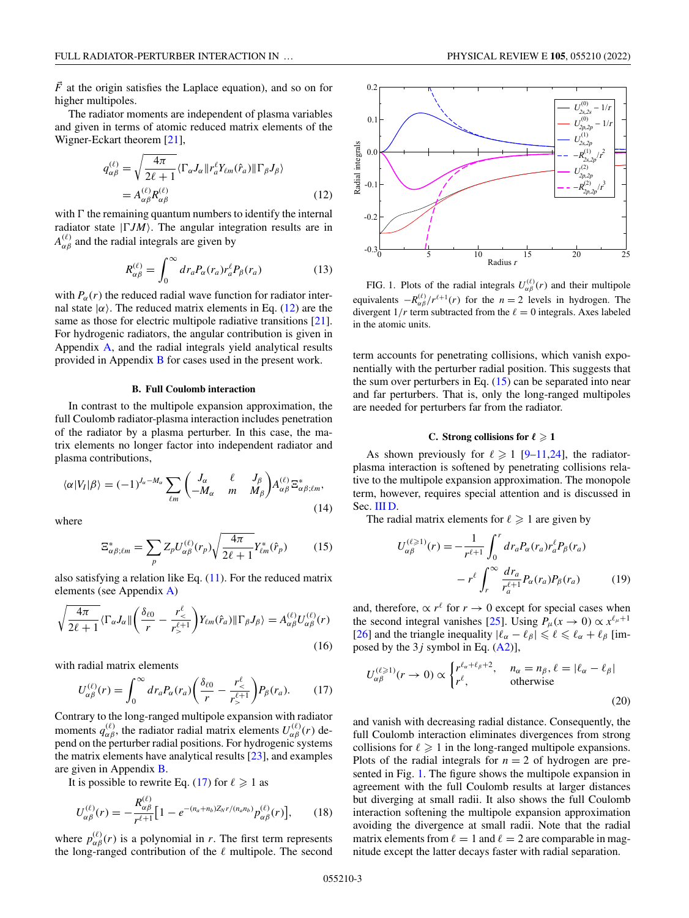$\vec{F}$ at the origin satisfies the Laplace equation), and so on for higher multipoles.

The radiator moments are independent of plasma variables and given in terms of atomic reduced matrix elements of the Wigner-Eckart theorem [21],

$$q_{\alpha\beta}^{(\ell)} = \sqrt{\frac{4\pi}{2\ell+1}}\langle \Gamma_\alpha J_\alpha \| r_a^\ell Y_{\ell m}(\hat{r}_a) \| \Gamma_\beta J_\beta \rangle = A_{\alpha\beta}^{(\ell)} R_{\alpha\beta}^{(\ell)} \tag{12}$$

with $\Gamma$ the remaining quantum numbers to identify the internal radiator state $|\Gamma JM\rangle$. The angular integration results are in $A_{\alpha\beta}^{(\ell)}$ and the radial integrals are given by

$$R_{\alpha\beta}^{(\ell)} = \int_0^\infty dr_a P_\alpha(r_a) r_a^\ell P_\beta(r_a) \tag{13}$$

with $P_\alpha(r)$ the reduced radial wave function for radiator internal state $|\alpha\rangle$. The reduced matrix elements in Eq. (12) are the same as those for electric multipole radiative transitions [21]. For hydrogenic radiators, the angular contribution is given in Appendix A, and the radial integrals yield analytical results provided in Appendix B for cases used in the present work.

### B. Full Coulomb interaction

In contrast to the multipole expansion approximation, the full Coulomb radiator-plasma interaction includes penetration of the radiator by a plasma perturber. In this case, the matrix elements no longer factor into independent radiator and plasma contributions,

$$\langle \alpha | V_I | \beta \rangle = (-1)^{J_\alpha - M_\alpha} \sum_{\ell m} \begin{pmatrix} J_\alpha & \ell & J_\beta \\ -M_\alpha & m & M_\beta \end{pmatrix} A_{\alpha\beta}^{(\ell)} \Xi_{\alpha\beta;\ell m}^*, \tag{14}$$

where

$$\Xi_{\alpha\beta;\ell m}^* = \sum_p Z_p U_{\alpha\beta}^{(\ell)}(r_p) \sqrt{\frac{4\pi}{2\ell+1}} Y_{\ell m}^*(\hat{r}_p) \tag{15}$$

also satisfying a relation like Eq. (11). For the reduced matrix elements (see Appendix A)

$$\sqrt{\frac{4\pi}{2\ell+1}}\langle \Gamma_\alpha J_\alpha \| \left( \frac{\delta_{\ell 0}}{r} - \frac{r_<^\ell}{r_>^{\ell+1}} \right) Y_{\ell m}(\hat{r}_a) \| \Gamma_\beta J_\beta \rangle = A_{\alpha\beta}^{(\ell)} U_{\alpha\beta}^{(\ell)}(r) \tag{16}$$

with radial matrix elements

$$U_{\alpha\beta}^{(\ell)}(r) = \int_0^\infty dr_a P_\alpha(r_a) \left( \frac{\delta_{\ell 0}}{r} - \frac{r_<^\ell}{r_>^{\ell+1}} \right) P_\beta(r_a). \tag{17}$$

Contrary to the long-ranged multipole expansion with radiator moments $q_{\alpha\beta}^{(\ell)}$, the radiator radial matrix elements $U_{\alpha\beta}^{(\ell)}(r)$ depend on the perturber radial positions. For hydrogenic systems the matrix elements have analytical results [23], and examples are given in Appendix B.

It is possible to rewrite Eq. (17) for $\ell \geqslant 1$ as

$$U_{\alpha\beta}^{(\ell)}(r) = -\frac{R_{\alpha\beta}^{(\ell)}}{r^{\ell+1}}\left[1 - e^{-(n_a+n_b)Z_N r/(n_a n_b)} p_{\alpha\beta}^{(\ell)}(r)\right], \tag{18}$$

where $p_{\alpha\beta}^{(\ell)}(r)$ is a polynomial in $r$. The first term represents the long-ranged contribution of the $\ell$ multipole. The second term accounts for penetrating collisions, which vanish exponentially with the perturber radial position. This suggests that the sum over perturbers in Eq. (15) can be separated into near and far perturbers. That is, only the long-ranged multipoles are needed for perturbers far from the radiator.

FIG. 1. Plots of the radial integrals $U_{\alpha\beta}^{(\ell)}(r)$ and their multipole equivalents $-R_{\alpha\beta}^{(\ell)}/r^{\ell+1}(r)$ for the $n = 2$ levels in hydrogen. The divergent $1/r$ term subtracted from the $\ell = 0$ integrals. Axes labeled in the atomic units.

### C. Strong collisions for $\ell \geqslant 1$

As shown previously for $\ell \geqslant 1$ [9–11,24], the radiator-plasma interaction is softened by penetrating collisions relative to the multipole expansion approximation. The monopole term, however, requires special attention and is discussed in Sec. III D.

The radial matrix elements for $\ell \geqslant 1$ are given by

$$U_{\alpha\beta}^{(\ell\geqslant 1)}(r) = -\frac{1}{r^{\ell+1}}\int_0^r dr_a P_\alpha(r_a) r_a^\ell P_\beta(r_a) - r^\ell \int_r^\infty \frac{dr_a}{r_a^{\ell+1}} P_\alpha(r_a) P_\beta(r_a) \tag{19}$$

and, therefore, $\propto r^\ell$ for $r \to 0$ except for special cases when the second integral vanishes [25]. Using $P_\mu(x \to 0) \propto x^{\ell_\mu+1}$ [26] and the triangle inequality $|\ell_\alpha - \ell_\beta| \leqslant \ell \leqslant \ell_\alpha + \ell_\beta$ [imposed by the $3j$ symbol in Eq. (A2)],

$$U_{\alpha\beta}^{(\ell\geqslant 1)}(r \to 0) \propto \begin{cases} r^{\ell_\alpha+\ell_\beta+2}, & n_\alpha = n_\beta, \ell = |\ell_\alpha - \ell_\beta| \\ r^\ell, & \text{otherwise} \end{cases} \tag{20}$$

and vanish with decreasing radial distance. Consequently, the full Coulomb interaction eliminates divergences from strong collisions for $\ell \geqslant 1$ in the long-ranged multipole expansions. Plots of the radial integrals for $n = 2$ of hydrogen are presented in Fig. 1. The figure shows the multipole expansion in agreement with the full Coulomb results at larger distances but diverging at small radii. It also shows the full Coulomb interaction softening the multipole expansion approximation avoiding the divergence at small radii. Note that the radial matrix elements from $\ell = 1$ and $\ell = 2$ are comparable in magnitude except the latter decays faster with radial separation.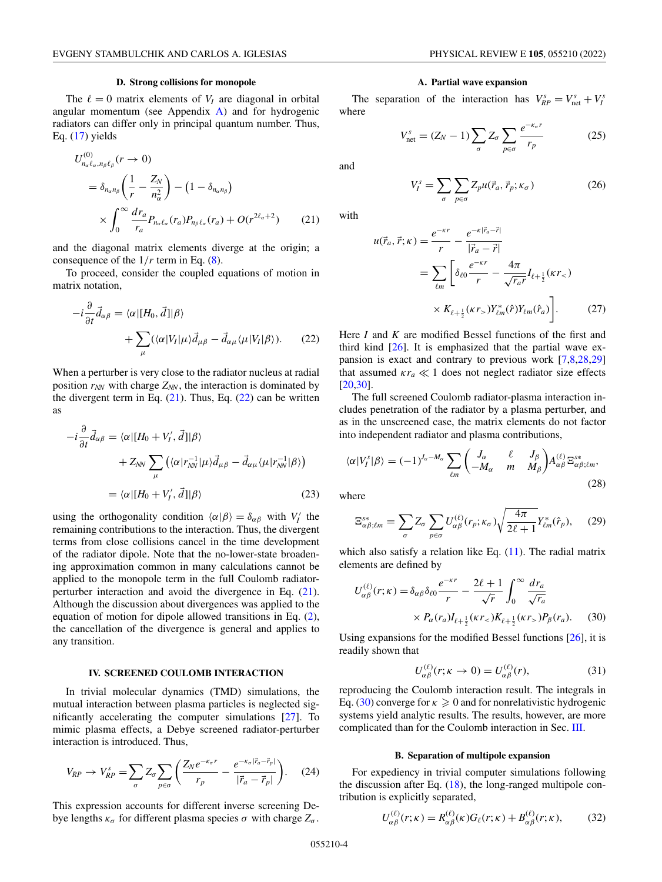### D. Strong collisions for monopole

The $\ell = 0$ matrix elements of $V_I$ are diagonal in orbital angular momentum (see Appendix A) and for hydrogenic radiators can differ only in principal quantum number. Thus, Eq. (17) yields

$$
\begin{aligned}
U^{(0)}_{n_\alpha\ell_\alpha,n_\beta\ell_\beta}(r\to 0) &= \delta_{n_\alpha n_\beta}\left(\frac{1}{r} - \frac{Z_N}{n_\alpha^2}\right) - \left(1-\delta_{n_\alpha n_\beta}\right) \\
&\quad\times \int_0^\infty \frac{dr_a}{r_a} P_{n_\alpha\ell_\alpha}(r_a) P_{n_\beta\ell_\alpha}(r_a) + O(r^{2\ell_\alpha+2})
\end{aligned}
\tag{21}
$$

and the diagonal matrix elements diverge at the origin; a consequence of the $1/r$ term in Eq. (8).

To proceed, consider the coupled equations of motion in matrix notation,

$$
\begin{aligned}
-i\frac{\partial}{\partial t}\vec{d}_{\alpha\beta} &= \langle\alpha|[H_0,\vec{d}]|\beta\rangle \\
&\quad + \sum_\mu (\langle\alpha|V_I|\mu\rangle\vec{d}_{\mu\beta} - \vec{d}_{\alpha\mu}\langle\mu|V_I|\beta\rangle).
\end{aligned}
\tag{22}
$$

When a perturber is very close to the radiator nucleus at radial position $r_{NN}$ with charge $Z_{NN}$, the interaction is dominated by the divergent term in Eq. (21). Thus, Eq. (22) can be written as

$$
\begin{aligned}
-i\frac{\partial}{\partial t}\vec{d}_{\alpha\beta} &= \langle\alpha|[H_0 + V_I',\vec{d}]|\beta\rangle \\
&\quad + Z_{NN}\sum_\mu \left(\langle\alpha|r_{NN}^{-1}|\mu\rangle\vec{d}_{\mu\beta} - \vec{d}_{\alpha\mu}\langle\mu|r_{NN}^{-1}|\beta\rangle\right) \\
&= \langle\alpha|[H_0 + V_I',\vec{d}]|\beta\rangle
\end{aligned}
\tag{23}
$$

using the orthogonality condition $\langle\alpha|\beta\rangle = \delta_{\alpha\beta}$ with $V_I'$ the remaining contributions to the interaction. Thus, the divergent terms from close collisions cancel in the time development of the radiator dipole. Note that the no-lower-state broadening approximation common in many calculations cannot be applied to the monopole term in the full Coulomb radiator-perturber interaction and avoid the divergence in Eq. (21). Although the discussion about divergences was applied to the equation of motion for dipole allowed transitions in Eq. (2), the cancellation of the divergence is general and applies to any transition.

## IV. SCREENED COULOMB INTERACTION

In trivial molecular dynamics (TMD) simulations, the mutual interaction between plasma particles is neglected significantly accelerating the computer simulations [27]. To mimic plasma effects, a Debye screened radiator-perturber interaction is introduced. Thus,

$$
V_{RP} \to V_{RP}^s = \sum_\sigma Z_\sigma \sum_{p\in\sigma}\left(\frac{Z_N e^{-\kappa_\sigma r}}{r_p} - \frac{e^{-\kappa_\sigma|\vec{r}_a-\vec{r}_p|}}{|\vec{r}_a-\vec{r}_p|}\right).
\tag{24}
$$

This expression accounts for different inverse screening Debye lengths $\kappa_\sigma$ for different plasma species $\sigma$ with charge $Z_\sigma$.

### A. Partial wave expansion

The separation of the interaction has $V_{RP}^s = V_{\rm net}^s + V_I^s$ where

$$
V_{\rm net}^s = (Z_N - 1)\sum_\sigma Z_\sigma \sum_{p\in\sigma}\frac{e^{-\kappa_\sigma r}}{r_p}
\tag{25}
$$

and

$$
V_I^s = \sum_\sigma\sum_{p\in\sigma} Z_p u(\vec{r}_a,\vec{r}_p;\kappa_\sigma)
\tag{26}
$$

with

$$
\begin{aligned}
u(\vec{r}_a,\vec{r};\kappa) &= \frac{e^{-\kappa r}}{r} - \frac{e^{-\kappa|\vec{r}_a-\vec{r}|}}{|\vec{r}_a-\vec{r}|} \\
&= \sum_{\ell m}\left[\delta_{\ell 0}\frac{e^{-\kappa r}}{r} - \frac{4\pi}{\sqrt{r_a r}} I_{\ell+\frac{1}{2}}(\kappa r_<)\right. \\
&\quad \left.\times K_{\ell+\frac{1}{2}}(\kappa r_>) Y^*_{\ell m}(\hat{r}) Y_{\ell m}(\hat{r}_a)\right].
\end{aligned}
\tag{27}
$$

Here $I$ and $K$ are modified Bessel functions of the first and third kind [26]. It is emphasized that the partial wave expansion is exact and contrary to previous work [7,8,28,29] that assumed $\kappa r_a \ll 1$ does not neglect radiator size effects [20,30].

The full screened Coulomb radiator-plasma interaction includes penetration of the radiator by a plasma perturber, and as in the unscreened case, the matrix elements do not factor into independent radiator and plasma contributions,

$$
\langle\alpha|V_I^s|\beta\rangle = (-1)^{J_\alpha - M_\alpha}\sum_{\ell m}\begin{pmatrix} J_\alpha & \ell & J_\beta \\ -M_\alpha & m & M_\beta\end{pmatrix} A^{(\ell)}_{\alpha\beta}\Xi^{s*}_{\alpha\beta;\ell m},
\tag{28}
$$

where

$$
\Xi^{s*}_{\alpha\beta;\ell m} = \sum_\sigma Z_\sigma \sum_{p\in\sigma} U^{(\ell)}_{\alpha\beta}(r_p;\kappa_\sigma)\sqrt{\frac{4\pi}{2\ell+1}}Y^*_{\ell m}(\hat{r}_p),
\tag{29}
$$

which also satisfy a relation like Eq. (11). The radial matrix elements are defined by

$$
\begin{aligned}
U^{(\ell)}_{\alpha\beta}(r;\kappa) &= \delta_{\alpha\beta}\delta_{\ell 0}\frac{e^{-\kappa r}}{r} - \frac{2\ell+1}{\sqrt{r}}\int_0^\infty\frac{dr_a}{\sqrt{r_a}} \\
&\quad\times P_\alpha(r_a) I_{\ell+\frac{1}{2}}(\kappa r_<) K_{\ell+\frac{1}{2}}(\kappa r_>) P_\beta(r_a).
\end{aligned}
\tag{30}
$$

Using expansions for the modified Bessel functions [26], it is readily shown that

$$
U^{(\ell)}_{\alpha\beta}(r;\kappa\to 0) = U^{(\ell)}_{\alpha\beta}(r),
\tag{31}
$$

reproducing the Coulomb interaction result. The integrals in Eq. (30) converge for $\kappa \geqslant 0$ and for nonrelativistic hydrogenic systems yield analytic results. The results, however, are more complicated than for the Coulomb interaction in Sec. III.

### B. Separation of multipole expansion

For expediency in trivial computer simulations following the discussion after Eq. (18), the long-ranged multipole contribution is explicitly separated,

$$
U^{(\ell)}_{\alpha\beta}(r;\kappa) = R^{(\ell)}_{\alpha\beta}(\kappa) G_\ell(r;\kappa) + B^{(\ell)}_{\alpha\beta}(r;\kappa),
\tag{32}
$$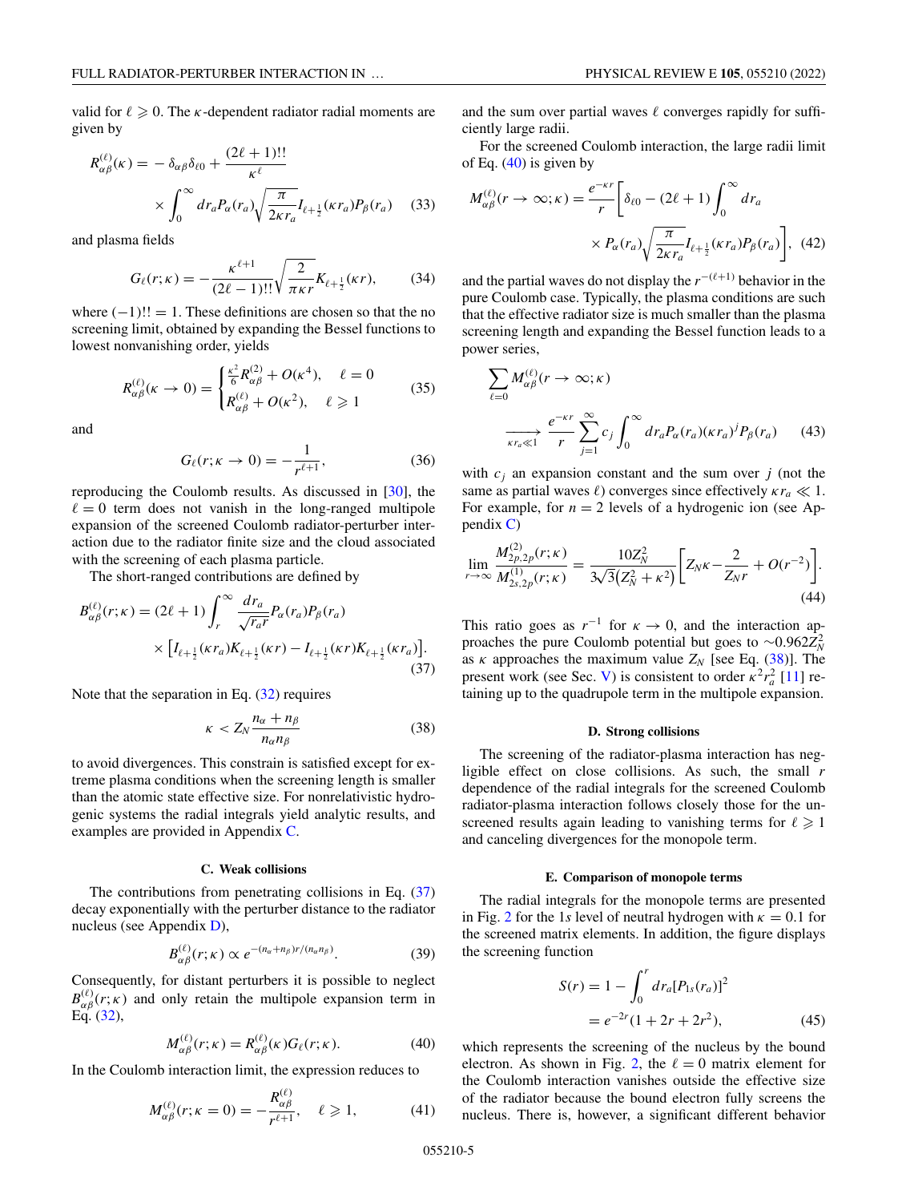valid for $\ell \geqslant 0$. The $\kappa$-dependent radiator radial moments are given by

$$R_{\alpha\beta}^{(\ell)}(\kappa) = -\delta_{\alpha\beta}\delta_{\ell 0} + \frac{(2\ell+1)!!}{\kappa^\ell} \times \int_0^\infty dr_a P_\alpha(r_a)\sqrt{\frac{\pi}{2\kappa r_a}} I_{\ell+\frac{1}{2}}(\kappa r_a) P_\beta(r_a) \tag{33}$$

and plasma fields

$$G_\ell(r;\kappa) = -\frac{\kappa^{\ell+1}}{(2\ell-1)!!}\sqrt{\frac{2}{\pi\kappa r}} K_{\ell+\frac{1}{2}}(\kappa r), \tag{34}$$

where $(-1)!! = 1$. These definitions are chosen so that the no screening limit, obtained by expanding the Bessel functions to lowest nonvanishing order, yields

$$R_{\alpha\beta}^{(\ell)}(\kappa \to 0) = \begin{cases} \frac{\kappa^2}{6} R_{\alpha\beta}^{(2)} + O(\kappa^4), & \ell = 0 \\ R_{\alpha\beta}^{(\ell)} + O(\kappa^2), & \ell \geqslant 1 \end{cases} \tag{35}$$

and

$$G_\ell(r;\kappa \to 0) = -\frac{1}{r^{\ell+1}}, \tag{36}$$

reproducing the Coulomb results. As discussed in [30], the $\ell = 0$ term does not vanish in the long-ranged multipole expansion of the screened Coulomb radiator-perturber interaction due to the radiator finite size and the cloud associated with the screening of each plasma particle.

The short-ranged contributions are defined by

$$B_{\alpha\beta}^{(\ell)}(r;\kappa) = (2\ell+1)\int_r^\infty \frac{dr_a}{\sqrt{r_a r}} P_\alpha(r_a) P_\beta(r_a) \times \left[I_{\ell+\frac{1}{2}}(\kappa r_a)K_{\ell+\frac{1}{2}}(\kappa r) - I_{\ell+\frac{1}{2}}(\kappa r)K_{\ell+\frac{1}{2}}(\kappa r_a)\right]. \tag{37}$$

Note that the separation in Eq. (32) requires

$$\kappa < Z_N \frac{n_\alpha + n_\beta}{n_\alpha n_\beta} \tag{38}$$

to avoid divergences. This constrain is satisfied except for extreme plasma conditions when the screening length is smaller than the atomic state effective size. For nonrelativistic hydrogenic systems the radial integrals yield analytic results, and examples are provided in Appendix C.

### C. Weak collisions

The contributions from penetrating collisions in Eq. (37) decay exponentially with the perturber distance to the radiator nucleus (see Appendix D),

$$B_{\alpha\beta}^{(\ell)}(r;\kappa) \propto e^{-(n_\alpha+n_\beta)r/(n_\alpha n_\beta)}. \tag{39}$$

Consequently, for distant perturbers it is possible to neglect $B_{\alpha\beta}^{(\ell)}(r;\kappa)$ and only retain the multipole expansion term in Eq. (32),

$$M_{\alpha\beta}^{(\ell)}(r;\kappa) = R_{\alpha\beta}^{(\ell)}(\kappa) G_\ell(r;\kappa). \tag{40}$$

In the Coulomb interaction limit, the expression reduces to

$$M_{\alpha\beta}^{(\ell)}(r;\kappa = 0) = -\frac{R_{\alpha\beta}^{(\ell)}}{r^{\ell+1}}, \quad \ell \geqslant 1, \tag{41}$$

and the sum over partial waves $\ell$ converges rapidly for sufficiently large radii.

For the screened Coulomb interaction, the large radii limit of Eq. (40) is given by

$$M_{\alpha\beta}^{(\ell)}(r\to\infty;\kappa) = \frac{e^{-\kappa r}}{r}\left[\delta_{\ell 0} - (2\ell+1)\int_0^\infty dr_a \times P_\alpha(r_a)\sqrt{\frac{\pi}{2\kappa r_a}} I_{\ell+\frac{1}{2}}(\kappa r_a) P_\beta(r_a)\right], \tag{42}$$

and the partial waves do not display the $r^{-(\ell+1)}$ behavior in the pure Coulomb case. Typically, the plasma conditions are such that the effective radiator size is much smaller than the plasma screening length and expanding the Bessel function leads to a power series,

$$\sum_{\ell=0} M_{\alpha\beta}^{(\ell)}(r\to\infty;\kappa) \xrightarrow[\kappa r_a \ll 1]{} \frac{e^{-\kappa r}}{r}\sum_{j=1}^\infty c_j \int_0^\infty dr_a P_\alpha(r_a)(\kappa r_a)^j P_\beta(r_a) \tag{43}$$

with $c_j$ an expansion constant and the sum over $j$ (not the same as partial waves $\ell$) converges since effectively $\kappa r_a \ll 1$. For example, for $n = 2$ levels of a hydrogenic ion (see Appendix C)

$$\lim_{r\to\infty} \frac{M_{2p,2p}^{(2)}(r;\kappa)}{M_{2s,2p}^{(1)}(r;\kappa)} = \frac{10 Z_N^2}{3\sqrt{3}\left(Z_N^2+\kappa^2\right)}\left[Z_N\kappa - \frac{2}{Z_N r} + O(r^{-2})\right]. \tag{44}$$

This ratio goes as $r^{-1}$ for $\kappa \to 0$, and the interaction approaches the pure Coulomb potential but goes to $\sim 0.962 Z_N^2$ as $\kappa$ approaches the maximum value $Z_N$ [see Eq. (38)]. The present work (see Sec. V) is consistent to order $\kappa^2 r_a^2$ [11] retaining up to the quadrupole term in the multipole expansion.

### D. Strong collisions

The screening of the radiator-plasma interaction has negligible effect on close collisions. As such, the small $r$ dependence of the radial integrals for the screened Coulomb radiator-plasma interaction follows closely those for the unscreened results again leading to vanishing terms for $\ell \geqslant 1$ and canceling divergences for the monopole term.

### E. Comparison of monopole terms

The radial integrals for the monopole terms are presented in Fig. 2 for the 1$s$ level of neutral hydrogen with $\kappa = 0.1$ for the screened matrix elements. In addition, the figure displays the screening function

$$S(r) = 1 - \int_0^r dr_a [P_{1s}(r_a)]^2 = e^{-2r}(1 + 2r + 2r^2), \tag{45}$$

which represents the screening of the nucleus by the bound electron. As shown in Fig. 2, the $\ell = 0$ matrix element for the Coulomb interaction vanishes outside the effective size of the radiator because the bound electron fully screens the nucleus. There is, however, a significant different behavior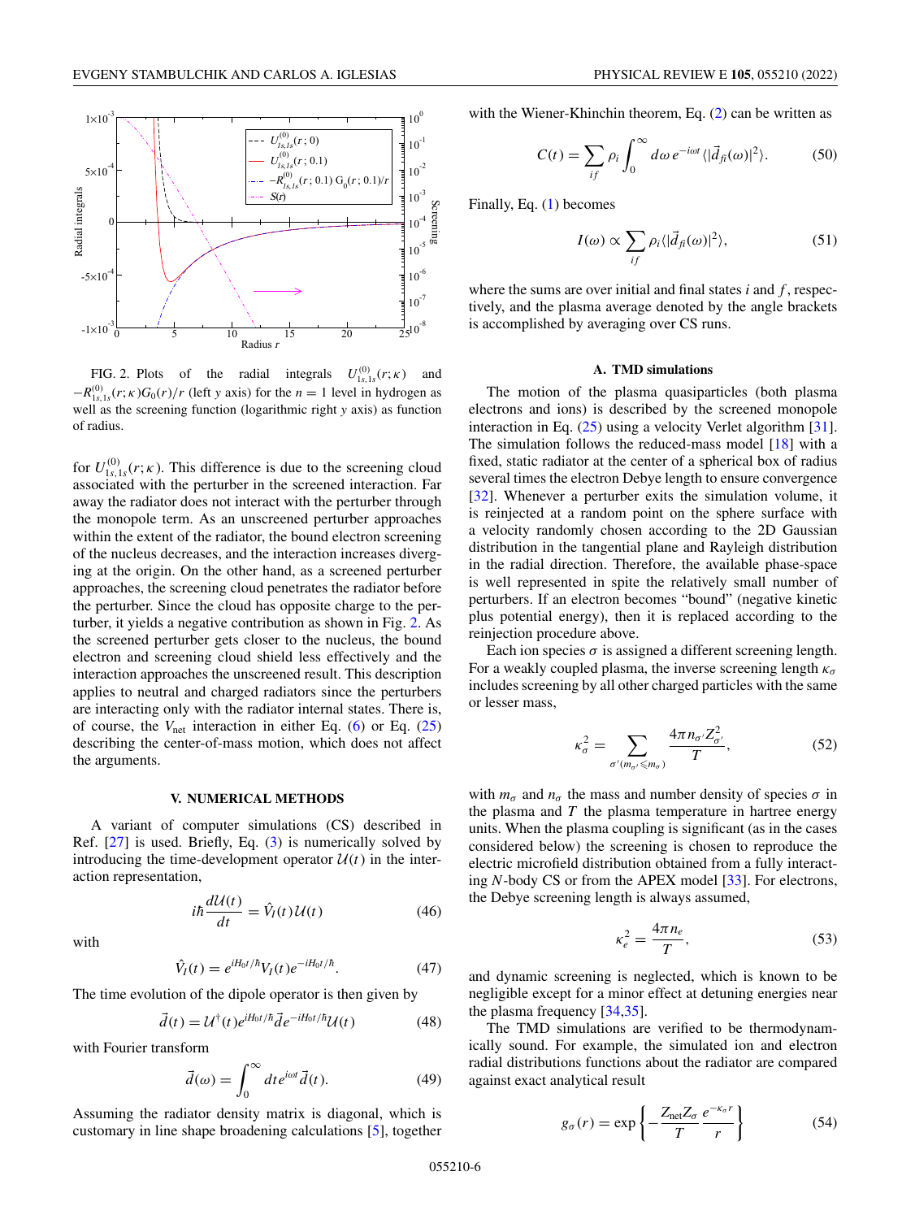FIG. 2. Plots of the radial integrals $U^{(0)}_{1s,1s}(r;\kappa)$ and $-R^{(0)}_{1s,1s}(r;\kappa)G_0(r)/r$ (left $y$ axis) for the $n = 1$ level in hydrogen as well as the screening function (logarithmic right $y$ axis) as function of radius.

for $U^{(0)}_{1s,1s}(r;\kappa)$. This difference is due to the screening cloud associated with the perturber in the screened interaction. Far away the radiator does not interact with the perturber through the monopole term. As an unscreened perturber approaches within the extent of the radiator, the bound electron screening of the nucleus decreases, and the interaction increases diverging at the origin. On the other hand, as a screened perturber approaches, the screening cloud penetrates the radiator before the perturber. Since the cloud has opposite charge to the perturber, it yields a negative contribution as shown in Fig. 2. As the screened perturber gets closer to the nucleus, the bound electron and screening cloud shield less effectively and the interaction approaches the unscreened result. This description applies to neutral and charged radiators since the perturbers are interacting only with the radiator internal states. There is, of course, the $V_{\rm net}$ interaction in either Eq. (6) or Eq. (25) describing the center-of-mass motion, which does not affect the arguments.

## V. NUMERICAL METHODS

A variant of computer simulations (CS) described in Ref. [27] is used. Briefly, Eq. (3) is numerically solved by introducing the time-development operator $\mathcal{U}(t)$ in the interaction representation,

$$i\hbar\frac{d\mathcal{U}(t)}{dt} = \hat{V}_I(t)\mathcal{U}(t) \tag{46}$$

with

$$\hat{V}_I(t) = e^{iH_0t/\hbar}V_I(t)e^{-iH_0t/\hbar}. \tag{47}$$

The time evolution of the dipole operator is then given by

$$\vec{d}(t) = \mathcal{U}^\dagger(t)e^{iH_0t/\hbar}\vec{d}e^{-iH_0t/\hbar}\mathcal{U}(t) \tag{48}$$

with Fourier transform

$$\vec{d}(\omega) = \int_0^\infty dt\, e^{i\omega t}\vec{d}(t). \tag{49}$$

Assuming the radiator density matrix is diagonal, which is customary in line shape broadening calculations [5], together with the Wiener-Khinchin theorem, Eq. (2) can be written as

$$C(t) = \sum_{if}\rho_i\int_0^\infty d\omega\, e^{-i\omega t}\langle|\vec{d}_{fi}(\omega)|^2\rangle. \tag{50}$$

Finally, Eq. (1) becomes

$$I(\omega) \propto \sum_{if}\rho_i\langle|\vec{d}_{fi}(\omega)|^2\rangle, \tag{51}$$

where the sums are over initial and final states $i$ and $f$, respectively, and the plasma average denoted by the angle brackets is accomplished by averaging over CS runs.

### A. TMD simulations

The motion of the plasma quasiparticles (both plasma electrons and ions) is described by the screened monopole interaction in Eq. (25) using a velocity Verlet algorithm [31]. The simulation follows the reduced-mass model [18] with a fixed, static radiator at the center of a spherical box of radius several times the electron Debye length to ensure convergence [32]. Whenever a perturber exits the simulation volume, it is reinjected at a random point on the sphere surface with a velocity randomly chosen according to the 2D Gaussian distribution in the tangential plane and Rayleigh distribution in the radial direction. Therefore, the available phase-space is well represented in spite the relatively small number of perturbers. If an electron becomes "bound" (negative kinetic plus potential energy), then it is replaced according to the reinjection procedure above.

Each ion species $\sigma$ is assigned a different screening length. For a weakly coupled plasma, the inverse screening length $\kappa_\sigma$ includes screening by all other charged particles with the same or lesser mass,

$$\kappa_\sigma^2 = \sum_{\sigma'(m_{\sigma'}\leqslant m_\sigma)}\frac{4\pi n_{\sigma'}Z_{\sigma'}^2}{T}, \tag{52}$$

with $m_\sigma$ and $n_\sigma$ the mass and number density of species $\sigma$ in the plasma and $T$ the plasma temperature in hartree energy units. When the plasma coupling is significant (as in the cases considered below) the screening is chosen to reproduce the electric microfield distribution obtained from a fully interacting $N$-body CS or from the APEX model [33]. For electrons, the Debye screening length is always assumed,

$$\kappa_e^2 = \frac{4\pi n_e}{T}, \tag{53}$$

and dynamic screening is neglected, which is known to be negligible except for a minor effect at detuning energies near the plasma frequency [34,35].

The TMD simulations are verified to be thermodynamically sound. For example, the simulated ion and electron radial distributions functions about the radiator are compared against exact analytical result

$$g_\sigma(r) = \exp\left\{-\frac{Z_{\rm net}Z_\sigma}{T}\frac{e^{-\kappa_\sigma r}}{r}\right\} \tag{54}$$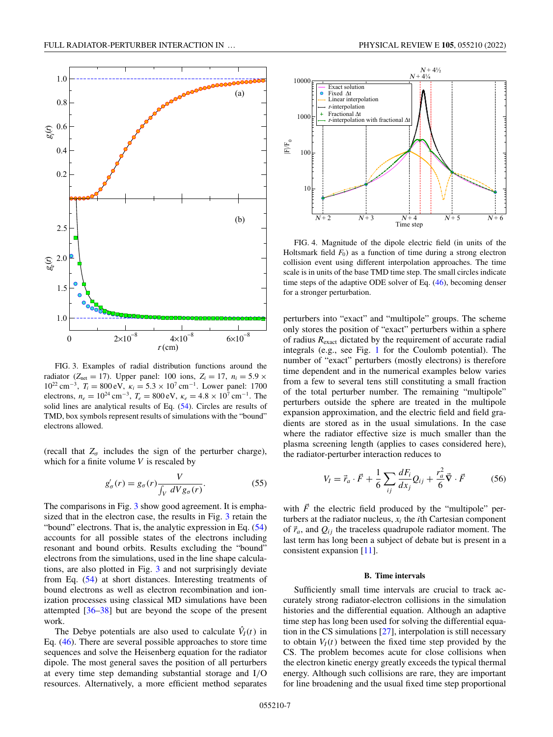FIG. 3. Examples of radial distribution functions around the radiator ($Z_{\rm net} = 17$). Upper panel: 100 ions, $Z_i = 17$, $n_i = 5.9 \times 10^{22}\,{\rm cm}^{-3}$, $T_i = 800\,{\rm eV}$, $\kappa_i = 5.3 \times 10^7\,{\rm cm}^{-1}$. Lower panel: 1700 electrons, $n_e = 10^{24}\,{\rm cm}^{-3}$, $T_e = 800\,{\rm eV}$, $\kappa_e = 4.8 \times 10^7\,{\rm cm}^{-1}$. The solid lines are analytical results of Eq. (54). Circles are results of TMD, box symbols represent results of simulations with the "bound" electrons allowed.

(recall that $Z_\sigma$ includes the sign of the perturber charge), which for a finite volume $V$ is rescaled by

$$g'_\sigma(r) = g_\sigma(r)\frac{V}{\int_V dV\, g_\sigma(r)}. \tag{55}$$

The comparisons in Fig. 3 show good agreement. It is emphasized that in the electron case, the results in Fig. 3 retain the "bound" electrons. That is, the analytic expression in Eq. (54) accounts for all possible states of the electrons including resonant and bound orbits. Results excluding the "bound" electrons from the simulations, used in the line shape calculations, are also plotted in Fig. 3 and not surprisingly deviate from Eq. (54) at short distances. Interesting treatments of bound electrons as well as electron recombination and ionization processes using classical MD simulations have been attempted [36–38] but are beyond the scope of the present work.

The Debye potentials are also used to calculate $\hat{V}_I(t)$ in Eq. (46). There are several possible approaches to store time sequences and solve the Heisenberg equation for the radiator dipole. The most general saves the position of all perturbers at every time step demanding substantial storage and I/O resources. Alternatively, a more efficient method separates perturbers into "exact" and "multipole" groups. The scheme only stores the position of "exact" perturbers within a sphere of radius $R_{\rm exact}$ dictated by the requirement of accurate radial integrals (e.g., see Fig. 1 for the Coulomb potential). The number of "exact" perturbers (mostly electrons) is therefore time dependent and in the numerical examples below varies from a few to several tens still constituting a small fraction of the total perturber number. The remaining "multipole" perturbers outside the sphere are treated in the multipole expansion approximation, and the electric field and field gradients are stored as in the usual simulations. In the case where the radiator effective size is much smaller than the plasma screening length (applies to cases considered here), the radiator-perturber interaction reduces to

$$V_I = \vec{r}_a \cdot \vec{F} + \frac{1}{6}\sum_{ij}\frac{dF_i}{dx_j}Q_{ij} + \frac{r_a^2}{6}\vec{\nabla}\cdot\vec{F} \tag{56}$$

with $\vec{F}$ the electric field produced by the "multipole" perturbers at the radiator nucleus, $x_i$ the $i$th Cartesian component of $\vec{r}_a$, and $Q_{ij}$ the traceless quadrupole radiator moment. The last term has long been a subject of debate but is present in a consistent expansion [11].

FIG. 4. Magnitude of the dipole electric field (in units of the Holtsmark field $F_0$) as a function of time during a strong electron collision event using different interpolation approaches. The time scale is in units of the base TMD time step. The small circles indicate time steps of the adaptive ODE solver of Eq. (46), becoming denser for a stronger perturbation.

### B. Time intervals

Sufficiently small time intervals are crucial to track accurately strong radiator-electron collisions in the simulation histories and the differential equation. Although an adaptive time step has long been used for solving the differential equation in the CS simulations [27], interpolation is still necessary to obtain $V_I(t)$ between the fixed time step provided by the CS. The problem becomes acute for close collisions when the electron kinetic energy greatly exceeds the typical thermal energy. Although such collisions are rare, they are important for line broadening and the usual fixed time step proportional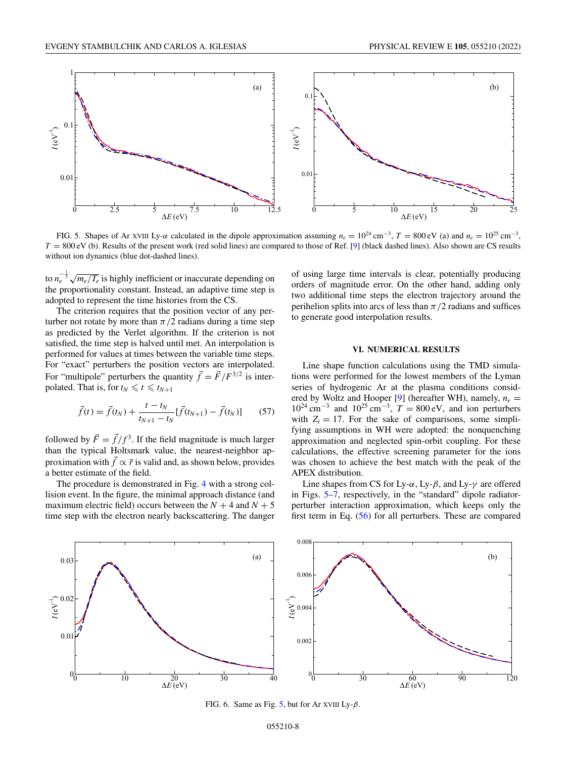FIG. 5. Shapes of Ar XVIII Ly-$\alpha$ calculated in the dipole approximation assuming $n_e = 10^{24}\,\mathrm{cm}^{-3}$, $T = 800\,\mathrm{eV}$ (a) and $n_e = 10^{25}\,\mathrm{cm}^{-3}$, $T = 800\,\mathrm{eV}$ (b). Results of the present work (red solid lines) are compared to those of Ref. [9] (black dashed lines). Also shown are CS results without ion dynamics (blue dot-dashed lines).

to $n_e^{-\frac{1}{3}}\sqrt{m_e/T_e}$ is highly inefficient or inaccurate depending on the proportionality constant. Instead, an adaptive time step is adopted to represent the time histories from the CS.

The criterion requires that the position vector of any perturber not rotate by more than $\pi/2$ radians during a time step as predicted by the Verlet algorithm. If the criterion is not satisfied, the time step is halved until met. An interpolation is performed for values at times between the variable time steps. For "exact" perturbers the position vectors are interpolated. For "multipole" perturbers the quantity $\vec{f} = \vec{F}/F^{3/2}$ is interpolated. That is, for $t_N \leqslant t \leqslant t_{N+1}$

$$\vec{f}(t) = \vec{f}(t_N) + \frac{t - t_N}{t_{N+1} - t_N}[\vec{f}(t_{N+1}) - \vec{f}(t_N)] \qquad (57)$$

followed by $\vec{F} = \vec{f}/f^3$. If the field magnitude is much larger than the typical Holtsmark value, the nearest-neighbor approximation with $\vec{f} \propto \vec{r}$ is valid and, as shown below, provides a better estimate of the field.

The procedure is demonstrated in Fig. 4 with a strong collision event. In the figure, the minimal approach distance (and maximum electric field) occurs between the $N+4$ and $N+5$ time step with the electron nearly backscattering. The danger of using large time intervals is clear, potentially producing orders of magnitude error. On the other hand, adding only two additional time steps the electron trajectory around the perihelion splits into arcs of less than $\pi/2$ radians and suffices to generate good interpolation results.

## VI. NUMERICAL RESULTS

Line shape function calculations using the TMD simulations were performed for the lowest members of the Lyman series of hydrogenic Ar at the plasma conditions considered by Woltz and Hooper [9] (hereafter WH), namely, $n_e = 10^{24}\,\mathrm{cm}^{-3}$ and $10^{25}\,\mathrm{cm}^{-3}$, $T = 800\,\mathrm{eV}$, and ion perturbers with $Z_i = 17$. For the sake of comparisons, some simplifying assumptions in WH were adopted: the nonquenching approximation and neglected spin-orbit coupling. For these calculations, the effective screening parameter for the ions was chosen to achieve the best match with the peak of the APEX distribution.

Line shapes from CS for Ly-$\alpha$, Ly-$\beta$, and Ly-$\gamma$ are offered in Figs. 5–7, respectively, in the "standard" dipole radiator-perturber interaction approximation, which keeps only the first term in Eq. (56) for all perturbers. These are compared

FIG. 6. Same as Fig. 5, but for Ar XVIII Ly-$\beta$.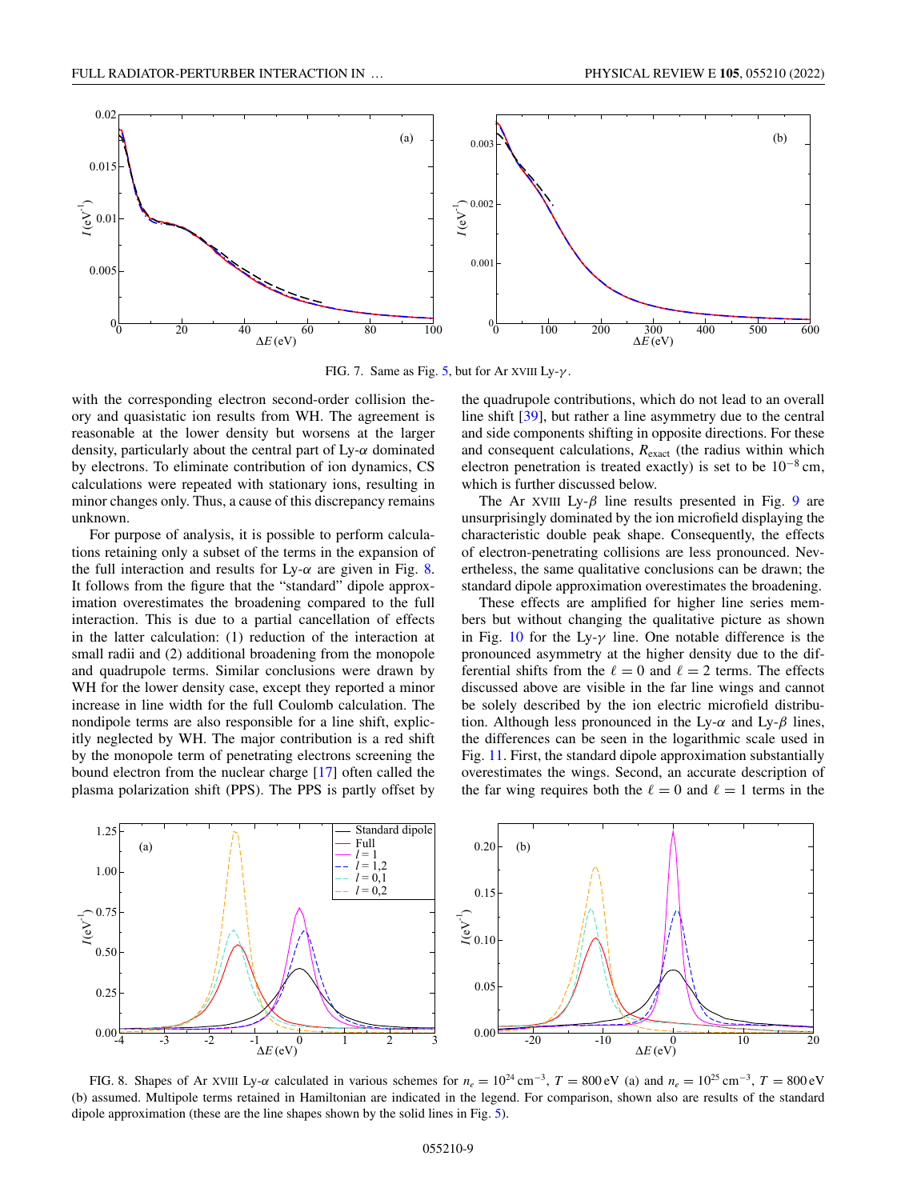FIG. 7. Same as Fig. 5, but for Ar XVIII Ly-$\gamma$.

with the corresponding electron second-order collision theory and quasistatic ion results from WH. The agreement is reasonable at the lower density but worsens at the larger density, particularly about the central part of Ly-$\alpha$ dominated by electrons. To eliminate contribution of ion dynamics, CS calculations were repeated with stationary ions, resulting in minor changes only. Thus, a cause of this discrepancy remains unknown.

For purpose of analysis, it is possible to perform calculations retaining only a subset of the terms in the expansion of the full interaction and results for Ly-$\alpha$ are given in Fig. 8. It follows from the figure that the "standard" dipole approximation overestimates the broadening compared to the full interaction. This is due to a partial cancellation of effects in the latter calculation: (1) reduction of the interaction at small radii and (2) additional broadening from the monopole and quadrupole terms. Similar conclusions were drawn by WH for the lower density case, except they reported a minor increase in line width for the full Coulomb calculation. The nondipole terms are also responsible for a line shift, explicitly neglected by WH. The major contribution is a red shift by the monopole term of penetrating electrons screening the bound electron from the nuclear charge [17] often called the plasma polarization shift (PPS). The PPS is partly offset by the quadrupole contributions, which do not lead to an overall line shift [39], but rather a line asymmetry due to the central and side components shifting in opposite directions. For these and consequent calculations, $R_{\text{exact}}$ (the radius within which electron penetration is treated exactly) is set to be $10^{-8}$ cm, which is further discussed below.

The Ar XVIII Ly-$\beta$ line results presented in Fig. 9 are unsurprisingly dominated by the ion microfield displaying the characteristic double peak shape. Consequently, the effects of electron-penetrating collisions are less pronounced. Nevertheless, the same qualitative conclusions can be drawn; the standard dipole approximation overestimates the broadening.

These effects are amplified for higher line series members but without changing the qualitative picture as shown in Fig. 10 for the Ly-$\gamma$ line. One notable difference is the pronounced asymmetry at the higher density due to the differential shifts from the $\ell = 0$ and $\ell = 2$ terms. The effects discussed above are visible in the far line wings and cannot be solely described by the ion electric microfield distribution. Although less pronounced in the Ly-$\alpha$ and Ly-$\beta$ lines, the differences can be seen in the logarithmic scale used in Fig. 11. First, the standard dipole approximation substantially overestimates the wings. Second, an accurate description of the far wing requires both the $\ell = 0$ and $\ell = 1$ terms in the

FIG. 8. Shapes of Ar XVIII Ly-$\alpha$ calculated in various schemes for $n_e = 10^{24}\,\text{cm}^{-3}$, $T = 800\,\text{eV}$ (a) and $n_e = 10^{25}\,\text{cm}^{-3}$, $T = 800\,\text{eV}$ (b) assumed. Multipole terms retained in Hamiltonian are indicated in the legend. For comparison, shown also are results of the standard dipole approximation (these are the line shapes shown by the solid lines in Fig. 5).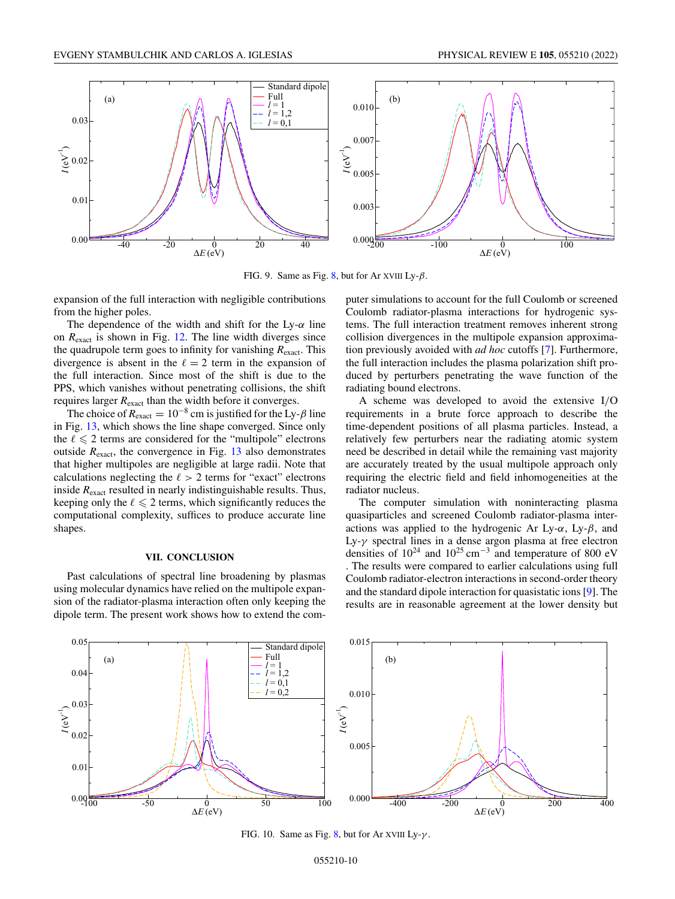FIG. 9. Same as Fig. 8, but for Ar XVIII Ly-$\beta$.

expansion of the full interaction with negligible contributions from the higher poles.

The dependence of the width and shift for the Ly-$\alpha$ line on $R_{\text{exact}}$ is shown in Fig. 12. The line width diverges since the quadrupole term goes to infinity for vanishing $R_{\text{exact}}$. This divergence is absent in the $\ell = 2$ term in the expansion of the full interaction. Since most of the shift is due to the PPS, which vanishes without penetrating collisions, the shift requires larger $R_{\text{exact}}$ than the width before it converges.

The choice of $R_{\text{exact}} = 10^{-8}$ cm is justified for the Ly-$\beta$ line in Fig. 13, which shows the line shape converged. Since only the $\ell \leqslant 2$ terms are considered for the "multipole" electrons outside $R_{\text{exact}}$, the convergence in Fig. 13 also demonstrates that higher multipoles are negligible at large radii. Note that calculations neglecting the $\ell > 2$ terms for "exact" electrons inside $R_{\text{exact}}$ resulted in nearly indistinguishable results. Thus, keeping only the $\ell \leqslant 2$ terms, which significantly reduces the computational complexity, suffices to produce accurate line shapes.

## VII. CONCLUSION

Past calculations of spectral line broadening by plasmas using molecular dynamics have relied on the multipole expansion of the radiator-plasma interaction often only keeping the dipole term. The present work shows how to extend the computer simulations to account for the full Coulomb or screened Coulomb radiator-plasma interactions for hydrogenic systems. The full interaction treatment removes inherent strong collision divergences in the multipole expansion approximation previously avoided with *ad hoc* cutoffs [7]. Furthermore, the full interaction includes the plasma polarization shift produced by perturbers penetrating the wave function of the radiating bound electrons.

A scheme was developed to avoid the extensive I/O requirements in a brute force approach to describe the time-dependent positions of all plasma particles. Instead, a relatively few perturbers near the radiating atomic system need be described in detail while the remaining vast majority are accurately treated by the usual multipole approach only requiring the electric field and field inhomogeneities at the radiator nucleus.

The computer simulation with noninteracting plasma quasiparticles and screened Coulomb radiator-plasma interactions was applied to the hydrogenic Ar Ly-$\alpha$, Ly-$\beta$, and Ly-$\gamma$ spectral lines in a dense argon plasma at free electron densities of $10^{24}$ and $10^{25}\,\text{cm}^{-3}$ and temperature of 800 eV . The results were compared to earlier calculations using full Coulomb radiator-electron interactions in second-order theory and the standard dipole interaction for quasistatic ions [9]. The results are in reasonable agreement at the lower density but

FIG. 10. Same as Fig. 8, but for Ar XVIII Ly-$\gamma$.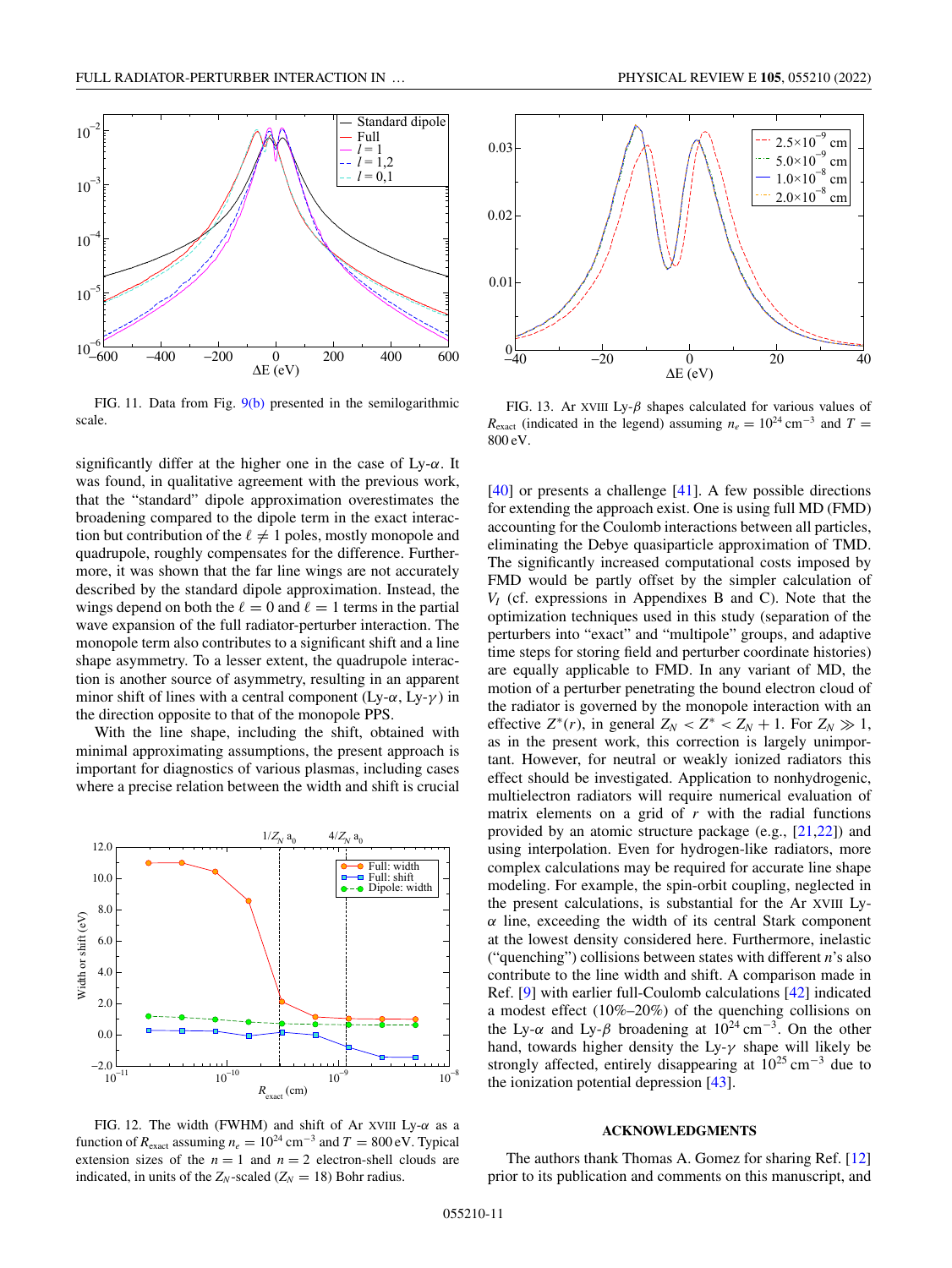FIG. 11. Data from Fig. 9(b) presented in the semilogarithmic scale.

FIG. 13. Ar XVIII Ly-$\beta$ shapes calculated for various values of $R_{\rm exact}$ (indicated in the legend) assuming $n_e = 10^{24}\,{\rm cm}^{-3}$ and $T = 800\,{\rm eV}$.

significantly differ at the higher one in the case of Ly-$\alpha$. It was found, in qualitative agreement with the previous work, that the "standard" dipole approximation overestimates the broadening compared to the dipole term in the exact interaction but contribution of the $\ell \neq 1$ poles, mostly monopole and quadrupole, roughly compensates for the difference. Furthermore, it was shown that the far line wings are not accurately described by the standard dipole approximation. Instead, the wings depend on both the $\ell = 0$ and $\ell = 1$ terms in the partial wave expansion of the full radiator-perturber interaction. The monopole term also contributes to a significant shift and a line shape asymmetry. To a lesser extent, the quadrupole interaction is another source of asymmetry, resulting in an apparent minor shift of lines with a central component (Ly-$\alpha$, Ly-$\gamma$) in the direction opposite to that of the monopole PPS.

With the line shape, including the shift, obtained with minimal approximating assumptions, the present approach is important for diagnostics of various plasmas, including cases where a precise relation between the width and shift is crucial

FIG. 12. The width (FWHM) and shift of Ar XVIII Ly-$\alpha$ as a function of $R_{\rm exact}$ assuming $n_e = 10^{24}\,{\rm cm}^{-3}$ and $T = 800\,{\rm eV}$. Typical extension sizes of the $n = 1$ and $n = 2$ electron-shell clouds are indicated, in units of the $Z_N$-scaled ($Z_N = 18$) Bohr radius.

[40] or presents a challenge [41]. A few possible directions for extending the approach exist. One is using full MD (FMD) accounting for the Coulomb interactions between all particles, eliminating the Debye quasiparticle approximation of TMD. The significantly increased computational costs imposed by FMD would be partly offset by the simpler calculation of $V_I$ (cf. expressions in Appendixes B and C). Note that the optimization techniques used in this study (separation of the perturbers into "exact" and "multipole" groups, and adaptive time steps for storing field and perturber coordinate histories) are equally applicable to FMD. In any variant of MD, the motion of a perturber penetrating the bound electron cloud of the radiator is governed by the monopole interaction with an effective $Z^*(r)$, in general $Z_N < Z^* < Z_N + 1$. For $Z_N \gg 1$, as in the present work, this correction is largely unimportant. However, for neutral or weakly ionized radiators this effect should be investigated. Application to nonhydrogenic, multielectron radiators will require numerical evaluation of matrix elements on a grid of $r$ with the radial functions provided by an atomic structure package (e.g., [21,22]) and using interpolation. Even for hydrogen-like radiators, more complex calculations may be required for accurate line shape modeling. For example, the spin-orbit coupling, neglected in the present calculations, is substantial for the Ar XVIII Ly-$\alpha$ line, exceeding the width of its central Stark component at the lowest density considered here. Furthermore, inelastic ("quenching") collisions between states with different $n$'s also contribute to the line width and shift. A comparison made in Ref. [9] with earlier full-Coulomb calculations [42] indicated a modest effect (10%–20%) of the quenching collisions on the Ly-$\alpha$ and Ly-$\beta$ broadening at $10^{24}\,{\rm cm}^{-3}$. On the other hand, towards higher density the Ly-$\gamma$ shape will likely be strongly affected, entirely disappearing at $10^{25}\,{\rm cm}^{-3}$ due to the ionization potential depression [43].

## ACKNOWLEDGMENTS

The authors thank Thomas A. Gomez for sharing Ref. [12] prior to its publication and comments on this manuscript, and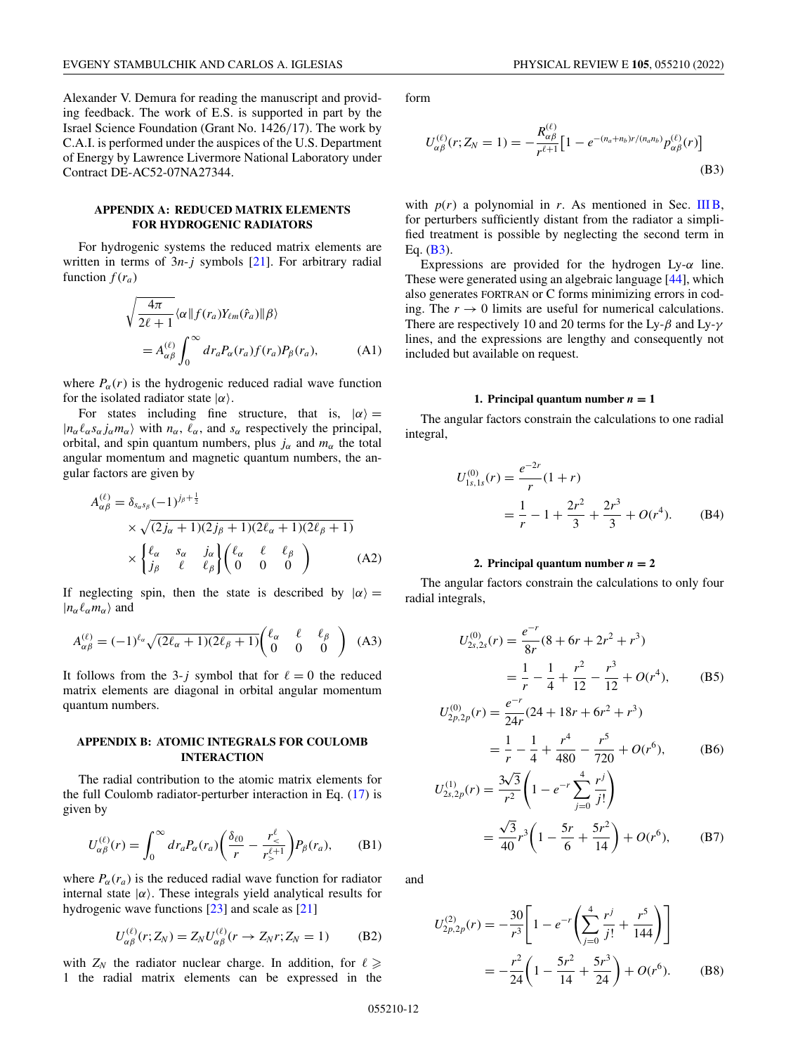Alexander V. Demura for reading the manuscript and providing feedback. The work of E.S. is supported in part by the Israel Science Foundation (Grant No. 1426/17). The work by C.A.I. is performed under the auspices of the U.S. Department of Energy by Lawrence Livermore National Laboratory under Contract DE-AC52-07NA27344.

### APPENDIX A: REDUCED MATRIX ELEMENTS FOR HYDROGENIC RADIATORS

For hydrogenic systems the reduced matrix elements are written in terms of $3n$-$j$ symbols [21]. For arbitrary radial function $f(r_a)$

$$\sqrt{\frac{4\pi}{2\ell+1}}\langle\alpha\|f(r_a)Y_{\ell m}(\hat{r}_a)\|\beta\rangle = A_{\alpha\beta}^{(\ell)}\int_0^\infty dr_a P_\alpha(r_a)f(r_a)P_\beta(r_a), \tag{A1}$$

where $P_\alpha(r)$ is the hydrogenic reduced radial wave function for the isolated radiator state $|\alpha\rangle$.

For states including fine structure, that is, $|\alpha\rangle = |n_\alpha \ell_\alpha s_\alpha j_\alpha m_\alpha\rangle$ with $n_\alpha$, $\ell_\alpha$, and $s_\alpha$ respectively the principal, orbital, and spin quantum numbers, plus $j_\alpha$ and $m_\alpha$ the total angular momentum and magnetic quantum numbers, the angular factors are given by

$$A_{\alpha\beta}^{(\ell)} = \delta_{s_\alpha s_\beta}(-1)^{j_\beta+\frac{1}{2}} \times\sqrt{(2j_\alpha+1)(2j_\beta+1)(2\ell_\alpha+1)(2\ell_\beta+1)} \times\begin{Bmatrix}\ell_\alpha & s_\alpha & j_\alpha\\ j_\beta & \ell & \ell_\beta\end{Bmatrix}\begin{pmatrix}\ell_\alpha & \ell & \ell_\beta\\ 0 & 0 & 0\end{pmatrix} \tag{A2}$$

If neglecting spin, then the state is described by $|\alpha\rangle = |n_\alpha\ell_\alpha m_\alpha\rangle$ and

$$A_{\alpha\beta}^{(\ell)} = (-1)^{\ell_\alpha}\sqrt{(2\ell_\alpha+1)(2\ell_\beta+1)}\begin{pmatrix}\ell_\alpha & \ell & \ell_\beta\\ 0 & 0 & 0\end{pmatrix} \tag{A3}$$

It follows from the 3-$j$ symbol that for $\ell = 0$ the reduced matrix elements are diagonal in orbital angular momentum quantum numbers.

### APPENDIX B: ATOMIC INTEGRALS FOR COULOMB INTERACTION

The radial contribution to the atomic matrix elements for the full Coulomb radiator-perturber interaction in Eq. (17) is given by

$$U_{\alpha\beta}^{(\ell)}(r) = \int_0^\infty dr_a P_\alpha(r_a)\left(\frac{\delta_{\ell 0}}{r} - \frac{r_<^\ell}{r_>^{\ell+1}}\right)P_\beta(r_a), \tag{B1}$$

where $P_\alpha(r_a)$ is the reduced radial wave function for radiator internal state $|\alpha\rangle$. These integrals yield analytical results for hydrogenic wave functions [23] and scale as [21]

$$U_{\alpha\beta}^{(\ell)}(r;Z_N) = Z_N U_{\alpha\beta}^{(\ell)}(r\to Z_N r; Z_N = 1) \tag{B2}$$

with $Z_N$ the radiator nuclear charge. In addition, for $\ell \geqslant 1$ the radial matrix elements can be expressed in the form

$$U_{\alpha\beta}^{(\ell)}(r;Z_N=1) = -\frac{R_{\alpha\beta}^{(\ell)}}{r^{\ell+1}}\left[1 - e^{-(n_a+n_b)r/(n_a n_b)}p_{\alpha\beta}^{(\ell)}(r)\right] \tag{B3}$$

with $p(r)$ a polynomial in $r$. As mentioned in Sec. III B, for perturbers sufficiently distant from the radiator a simplified treatment is possible by neglecting the second term in Eq. (B3).

Expressions are provided for the hydrogen Ly-$\alpha$ line. These were generated using an algebraic language [44], which also generates FORTRAN or C forms minimizing errors in coding. The $r \to 0$ limits are useful for numerical calculations. There are respectively 10 and 20 terms for the Ly-$\beta$ and Ly-$\gamma$ lines, and the expressions are lengthy and consequently not included but available on request.

#### 1. Principal quantum number $n = 1$

The angular factors constrain the calculations to one radial integral,

$$U_{1s,1s}^{(0)}(r) = \frac{e^{-2r}}{r}(1+r) = \frac{1}{r} - 1 + \frac{2r^2}{3} + \frac{2r^3}{3} + O(r^4). \tag{B4}$$

#### 2. Principal quantum number $n = 2$

The angular factors constrain the calculations to only four radial integrals,

$$U_{2s,2s}^{(0)}(r) = \frac{e^{-r}}{8r}(8+6r+2r^2+r^3) = \frac{1}{r} - \frac{1}{4} + \frac{r^2}{12} - \frac{r^3}{12} + O(r^4), \tag{B5}$$

$$U_{2p,2p}^{(0)}(r) = \frac{e^{-r}}{24r}(24+18r+6r^2+r^3) = \frac{1}{r} - \frac{1}{4} + \frac{r^4}{480} - \frac{r^5}{720} + O(r^6), \tag{B6}$$

$$U_{2s,2p}^{(1)}(r) = \frac{3\sqrt{3}}{r^2}\left(1 - e^{-r}\sum_{j=0}^{4}\frac{r^j}{j!}\right) = \frac{\sqrt{3}}{40}r^3\left(1 - \frac{5r}{6} + \frac{5r^2}{14}\right) + O(r^6), \tag{B7}$$

and

$$U_{2p,2p}^{(2)}(r) = -\frac{30}{r^3}\left[1 - e^{-r}\left(\sum_{j=0}^{4}\frac{r^j}{j!} + \frac{r^5}{144}\right)\right] = -\frac{r^2}{24}\left(1 - \frac{5r^2}{14} + \frac{5r^3}{24}\right) + O(r^6). \tag{B8}$$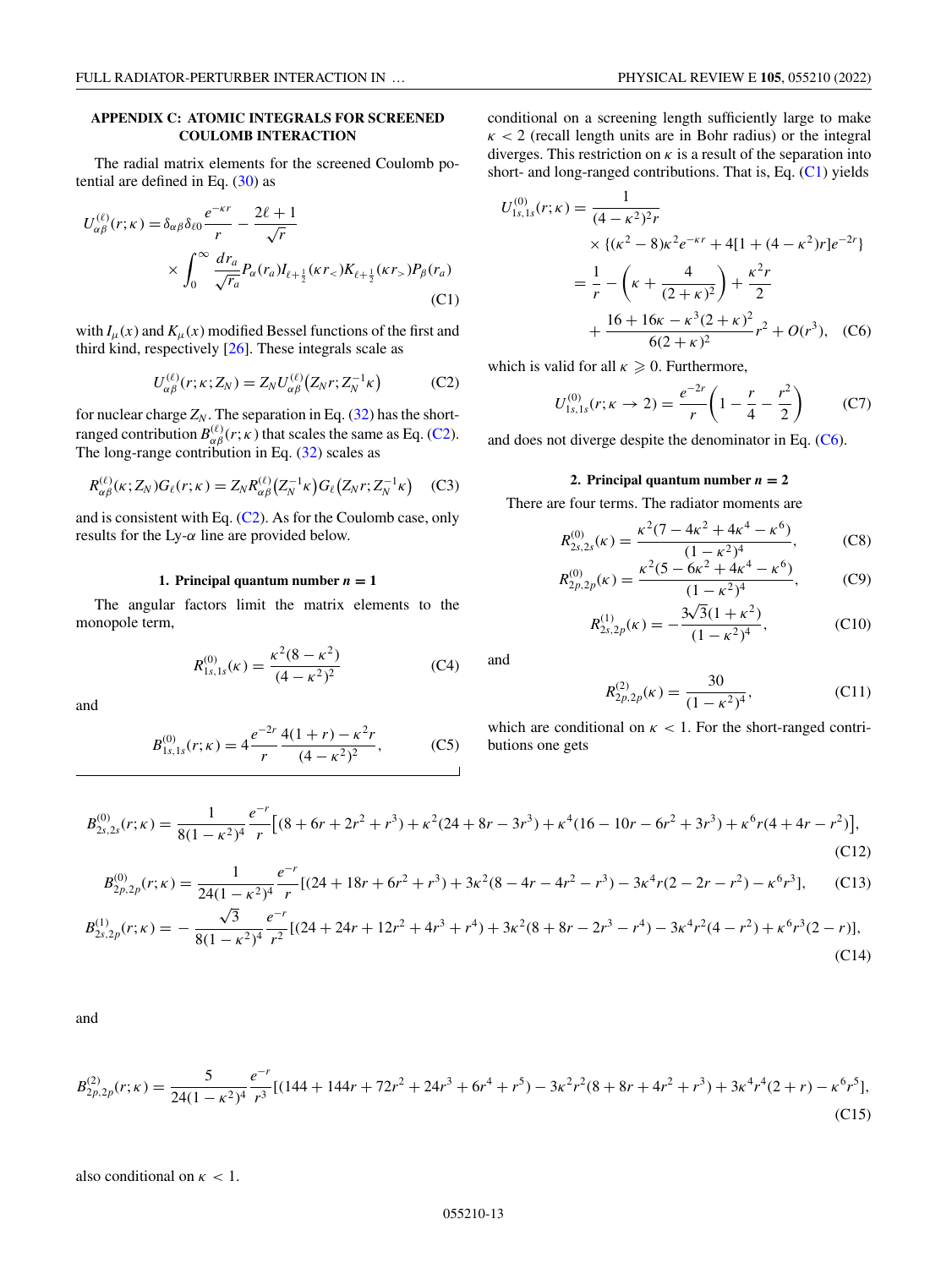## APPENDIX C: ATOMIC INTEGRALS FOR SCREENED COULOMB INTERACTION

The radial matrix elements for the screened Coulomb potential are defined in Eq. (30) as

$$U_{\alpha\beta}^{(\ell)}(r;\kappa) = \delta_{\alpha\beta}\delta_{\ell 0}\frac{e^{-\kappa r}}{r} - \frac{2\ell+1}{\sqrt{r}} \times \int_0^\infty \frac{dr_a}{\sqrt{r_a}} P_\alpha(r_a) I_{\ell+\frac{1}{2}}(\kappa r_<) K_{\ell+\frac{1}{2}}(\kappa r_>) P_\beta(r_a) \tag{C1}$$

with $I_\mu(x)$ and $K_\mu(x)$ modified Bessel functions of the first and third kind, respectively [26]. These integrals scale as

$$U_{\alpha\beta}^{(\ell)}(r;\kappa;Z_N) = Z_N U_{\alpha\beta}^{(\ell)}\left(Z_N r; Z_N^{-1}\kappa\right) \tag{C2}$$

for nuclear charge $Z_N$. The separation in Eq. (32) has the short-ranged contribution $B_{\alpha\beta}^{(\ell)}(r;\kappa)$ that scales the same as Eq. (C2). The long-range contribution in Eq. (32) scales as

$$R_{\alpha\beta}^{(\ell)}(\kappa;Z_N) G_\ell(r;\kappa) = Z_N R_{\alpha\beta}^{(\ell)}\left(Z_N^{-1}\kappa\right) G_\ell\left(Z_N r; Z_N^{-1}\kappa\right) \tag{C3}$$

and is consistent with Eq. (C2). As for the Coulomb case, only results for the Ly-$\alpha$ line are provided below.

### 1. Principal quantum number $n = 1$

The angular factors limit the matrix elements to the monopole term,

$$R_{1s,1s}^{(0)}(\kappa) = \frac{\kappa^2(8-\kappa^2)}{(4-\kappa^2)^2} \tag{C4}$$

and

$$B_{1s,1s}^{(0)}(r;\kappa) = 4\frac{e^{-2r}}{r}\frac{4(1+r)-\kappa^2 r}{(4-\kappa^2)^2}, \tag{C5}$$

conditional on a screening length sufficiently large to make $\kappa < 2$ (recall length units are in Bohr radius) or the integral diverges. This restriction on $\kappa$ is a result of the separation into short- and long-ranged contributions. That is, Eq. (C1) yields

$$\begin{aligned}
U_{1s,1s}^{(0)}(r;\kappa) &= \frac{1}{(4-\kappa^2)^2 r} \times \{(\kappa^2-8)\kappa^2 e^{-\kappa r} + 4[1+(4-\kappa^2)r]e^{-2r}\} \\
&= \frac{1}{r} - \left(\kappa + \frac{4}{(2+\kappa)^2}\right) + \frac{\kappa^2 r}{2} \\
&\quad + \frac{16+16\kappa-\kappa^3(2+\kappa)^2}{6(2+\kappa)^2}r^2 + O(r^3),
\end{aligned} \tag{C6}$$

which is valid for all $\kappa \geqslant 0$. Furthermore,

$$U_{1s,1s}^{(0)}(r;\kappa \to 2) = \frac{e^{-2r}}{r}\left(1 - \frac{r}{4} - \frac{r^2}{2}\right) \tag{C7}$$

and does not diverge despite the denominator in Eq. (C6).

### 2. Principal quantum number $n = 2$

There are four terms. The radiator moments are

$$R_{2s,2s}^{(0)}(\kappa) = \frac{\kappa^2(7-4\kappa^2+4\kappa^4-\kappa^6)}{(1-\kappa^2)^4}, \tag{C8}$$

$$R_{2p,2p}^{(0)}(\kappa) = \frac{\kappa^2(5-6\kappa^2+4\kappa^4-\kappa^6)}{(1-\kappa^2)^4}, \tag{C9}$$

$$R_{2s,2p}^{(1)}(\kappa) = -\frac{3\sqrt{3}(1+\kappa^2)}{(1-\kappa^2)^4}, \tag{C10}$$

and

$$R_{2p,2p}^{(2)}(\kappa) = \frac{30}{(1-\kappa^2)^4}, \tag{C11}$$

which are conditional on $\kappa < 1$. For the short-ranged contributions one gets

$$B_{2s,2s}^{(0)}(r;\kappa) = \frac{1}{8(1-\kappa^2)^4}\frac{e^{-r}}{r}\big[(8+6r+2r^2+r^3) + \kappa^2(24+8r-3r^3) + \kappa^4(16-10r-6r^2+3r^3) + \kappa^6 r(4+4r-r^2)\big], \tag{C12}$$

$$B_{2p,2p}^{(0)}(r;\kappa) = \frac{1}{24(1-\kappa^2)^4}\frac{e^{-r}}{r}[(24+18r+6r^2+r^3) + 3\kappa^2(8-4r-4r^2-r^3) - 3\kappa^4 r(2-2r-r^2) - \kappa^6 r^3], \tag{C13}$$

$$B_{2s,2p}^{(1)}(r;\kappa) = -\frac{\sqrt{3}}{8(1-\kappa^2)^4}\frac{e^{-r}}{r^2}[(24+24r+12r^2+4r^3+r^4) + 3\kappa^2(8+8r-2r^3-r^4) - 3\kappa^4 r^2(4-r^2) + \kappa^6 r^3(2-r)], \tag{C14}$$

and

$$B_{2p,2p}^{(2)}(r;\kappa) = \frac{5}{24(1-\kappa^2)^4}\frac{e^{-r}}{r^3}[(144+144r+72r^2+24r^3+6r^4+r^5) - 3\kappa^2 r^2(8+8r+4r^2+r^3) + 3\kappa^4 r^4(2+r) - \kappa^6 r^5], \tag{C15}$$

also conditional on $\kappa < 1$.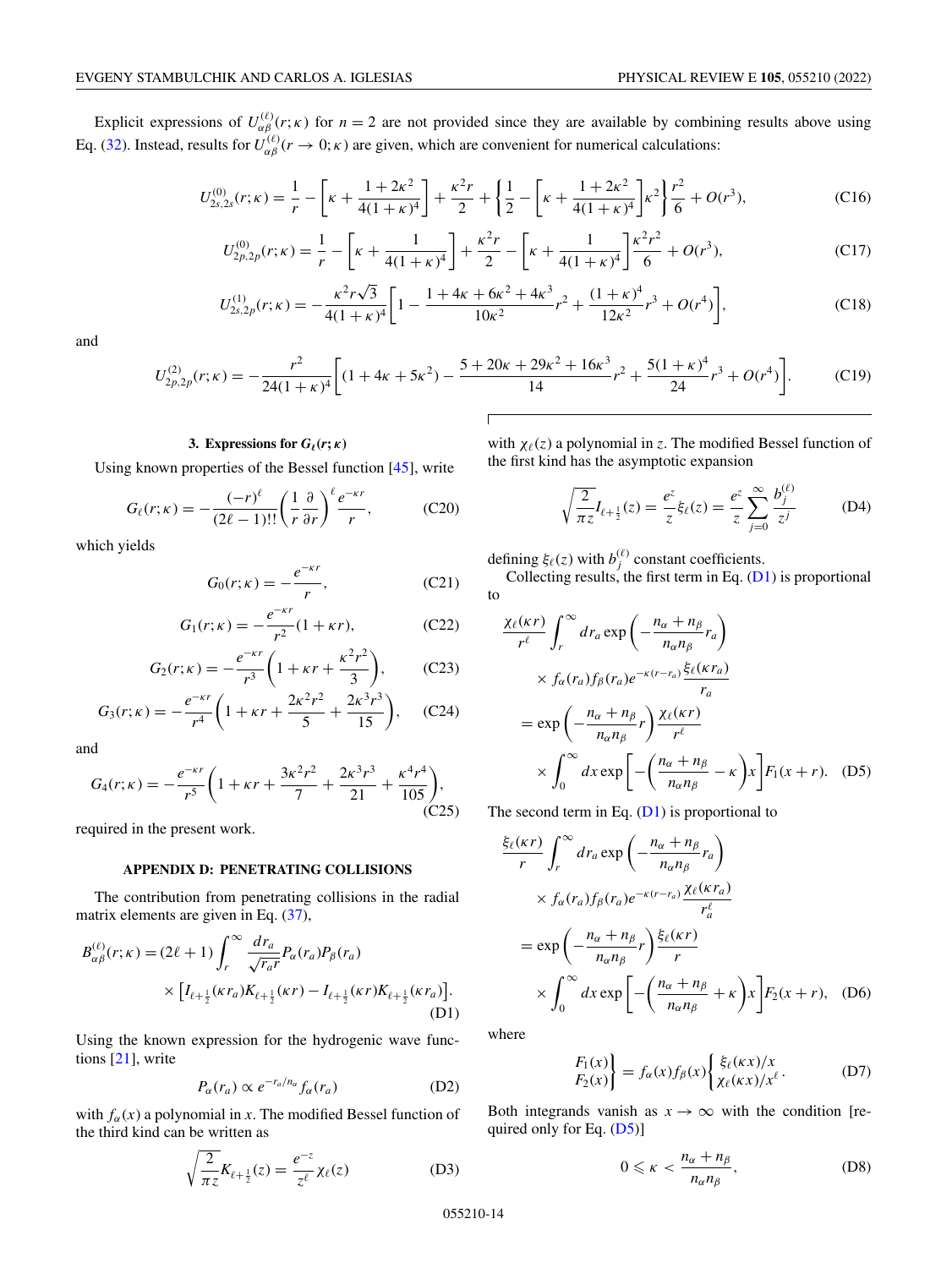Explicit expressions of $U_{\alpha\beta}^{(\ell)}(r;\kappa)$ for $n=2$ are not provided since they are available by combining results above using Eq. (32). Instead, results for $U_{\alpha\beta}^{(\ell)}(r\to 0;\kappa)$ are given, which are convenient for numerical calculations:

$$U_{2s,2s}^{(0)}(r;\kappa) = \frac{1}{r} - \left[\kappa + \frac{1+2\kappa^2}{4(1+\kappa)^4}\right] + \frac{\kappa^2 r}{2} + \left\{\frac{1}{2} - \left[\kappa + \frac{1+2\kappa^2}{4(1+\kappa)^4}\right]\kappa^2\right\}\frac{r^2}{6} + O(r^3), \tag{C16}$$

$$U_{2p,2p}^{(0)}(r;\kappa) = \frac{1}{r} - \left[\kappa + \frac{1}{4(1+\kappa)^4}\right] + \frac{\kappa^2 r}{2} - \left[\kappa + \frac{1}{4(1+\kappa)^4}\right]\frac{\kappa^2 r^2}{6} + O(r^3), \tag{C17}$$

$$U_{2s,2p}^{(1)}(r;\kappa) = -\frac{\kappa^2 r\sqrt{3}}{4(1+\kappa)^4}\left[1 - \frac{1+4\kappa+6\kappa^2+4\kappa^3}{10\kappa^2}r^2 + \frac{(1+\kappa)^4}{12\kappa^2}r^3 + O(r^4)\right], \tag{C18}$$

and

$$U_{2p,2p}^{(2)}(r;\kappa) = -\frac{r^2}{24(1+\kappa)^4}\left[(1+4\kappa+5\kappa^2) - \frac{5+20\kappa+29\kappa^2+16\kappa^3}{14}r^2 + \frac{5(1+\kappa)^4}{24}r^3 + O(r^4)\right]. \tag{C19}$$

### 3. Expressions for $G_\ell(r;\kappa)$

Using known properties of the Bessel function [45], write

$$G_\ell(r;\kappa) = -\frac{(-r)^\ell}{(2\ell-1)!!}\left(\frac{1}{r}\frac{\partial}{\partial r}\right)^\ell \frac{e^{-\kappa r}}{r}, \tag{C20}$$

which yields

$$G_0(r;\kappa) = -\frac{e^{-\kappa r}}{r}, \tag{C21}$$

$$G_1(r;\kappa) = -\frac{e^{-\kappa r}}{r^2}(1+\kappa r), \tag{C22}$$

$$G_2(r;\kappa) = -\frac{e^{-\kappa r}}{r^3}\left(1+\kappa r+\frac{\kappa^2 r^2}{3}\right), \tag{C23}$$

$$G_3(r;\kappa) = -\frac{e^{-\kappa r}}{r^4}\left(1+\kappa r+\frac{2\kappa^2 r^2}{5}+\frac{2\kappa^3 r^3}{15}\right), \tag{C24}$$

and

$$G_4(r;\kappa) = -\frac{e^{-\kappa r}}{r^5}\left(1+\kappa r+\frac{3\kappa^2 r^2}{7}+\frac{2\kappa^3 r^3}{21}+\frac{\kappa^4 r^4}{105}\right), \tag{C25}$$

required in the present work.

## APPENDIX D: PENETRATING COLLISIONS

The contribution from penetrating collisions in the radial matrix elements are given in Eq. (37),

$$B_{\alpha\beta}^{(\ell)}(r;\kappa) = (2\ell+1)\int_r^\infty \frac{dr_a}{\sqrt{r_a r}}P_\alpha(r_a)P_\beta(r_a) \times \left[I_{\ell+\frac{1}{2}}(\kappa r_a)K_{\ell+\frac{1}{2}}(\kappa r) - I_{\ell+\frac{1}{2}}(\kappa r)K_{\ell+\frac{1}{2}}(\kappa r_a)\right]. \tag{D1}$$

Using the known expression for the hydrogenic wave functions [21], write

$$P_\alpha(r_a) \propto e^{-r_a/n_\alpha}f_\alpha(r_a) \tag{D2}$$

with $f_\alpha(x)$ a polynomial in $x$. The modified Bessel function of the third kind can be written as

$$\sqrt{\frac{2}{\pi z}}K_{\ell+\frac{1}{2}}(z) = \frac{e^{-z}}{z^\ell}\chi_\ell(z) \tag{D3}$$

with $\chi_\ell(z)$ a polynomial in $z$. The modified Bessel function of the first kind has the asymptotic expansion

$$\sqrt{\frac{2}{\pi z}}I_{\ell+\frac{1}{2}}(z) = \frac{e^z}{z}\xi_\ell(z) = \frac{e^z}{z}\sum_{j=0}^\infty \frac{b_j^{(\ell)}}{z^j} \tag{D4}$$

defining $\xi_\ell(z)$ with $b_j^{(\ell)}$ constant coefficients.

Collecting results, the first term in Eq. (D1) is proportional to

$$\begin{aligned}
&\frac{\chi_\ell(\kappa r)}{r^\ell}\int_r^\infty dr_a \exp\left(-\frac{n_\alpha+n_\beta}{n_\alpha n_\beta}r_a\right) \times f_\alpha(r_a)f_\beta(r_a)e^{-\kappa(r-r_a)}\frac{\xi_\ell(\kappa r_a)}{r_a}\\
&= \exp\left(-\frac{n_\alpha+n_\beta}{n_\alpha n_\beta}r\right)\frac{\chi_\ell(\kappa r)}{r^\ell} \times \int_0^\infty dx \exp\left[-\left(\frac{n_\alpha+n_\beta}{n_\alpha n_\beta}-\kappa\right)x\right]F_1(x+r).
\end{aligned} \tag{D5}$$

The second term in Eq. (D1) is proportional to

$$\begin{aligned}
&\frac{\xi_\ell(\kappa r)}{r}\int_r^\infty dr_a \exp\left(-\frac{n_\alpha+n_\beta}{n_\alpha n_\beta}r_a\right) \times f_\alpha(r_a)f_\beta(r_a)e^{-\kappa(r-r_a)}\frac{\chi_\ell(\kappa r_a)}{r_a^\ell}\\
&= \exp\left(-\frac{n_\alpha+n_\beta}{n_\alpha n_\beta}r\right)\frac{\xi_\ell(\kappa r)}{r} \times \int_0^\infty dx \exp\left[-\left(\frac{n_\alpha+n_\beta}{n_\alpha n_\beta}+\kappa\right)x\right]F_2(x+r),
\end{aligned} \tag{D6}$$

where

$$\left.\begin{matrix}F_1(x)\\F_2(x)\end{matrix}\right\} = f_\alpha(x)f_\beta(x)\left\{\begin{matrix}\xi_\ell(\kappa x)/x\\ \chi_\ell(\kappa x)/x^\ell\end{matrix}\right. . \tag{D7}$$

Both integrands vanish as $x\to\infty$ with the condition [required only for Eq. (D5)]

$$0 \leqslant \kappa < \frac{n_\alpha+n_\beta}{n_\alpha n_\beta}, \tag{D8}$$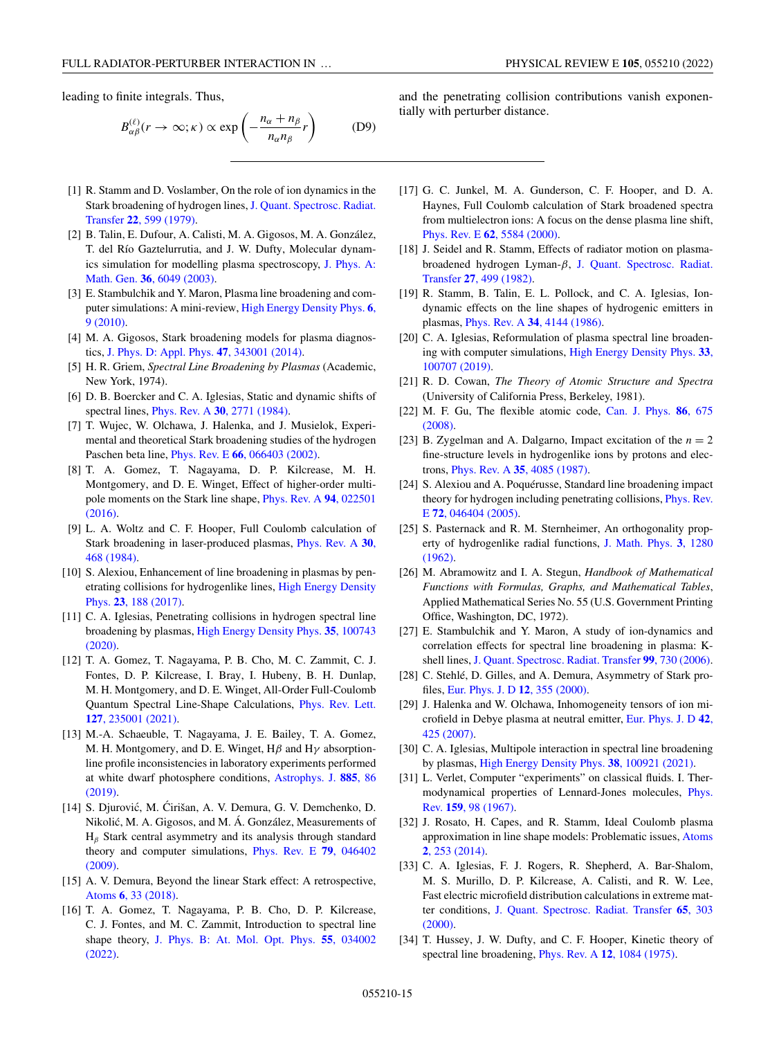leading to finite integrals. Thus,

$$B_{\alpha\beta}^{(\ell)}(r \to \infty; \kappa) \propto \exp\left(-\frac{n_\alpha + n_\beta}{n_\alpha n_\beta} r\right) \tag{D9}$$

and the penetrating collision contributions vanish exponentially with perturber distance.

---

[1] R. Stamm and D. Voslamber, On the role of ion dynamics in the Stark broadening of hydrogen lines, J. Quant. Spectrosc. Radiat. Transfer **22**, 599 (1979).

[2] B. Talin, E. Dufour, A. Calisti, M. A. Gigosos, M. A. González, T. del Río Gaztelurrutia, and J. W. Dufty, Molecular dynamics simulation for modelling plasma spectroscopy, J. Phys. A: Math. Gen. **36**, 6049 (2003).

[3] E. Stambulchik and Y. Maron, Plasma line broadening and computer simulations: A mini-review, High Energy Density Phys. **6**, 9 (2010).

[4] M. A. Gigosos, Stark broadening models for plasma diagnostics, J. Phys. D: Appl. Phys. **47**, 343001 (2014).

[5] H. R. Griem, *Spectral Line Broadening by Plasmas* (Academic, New York, 1974).

[6] D. B. Boercker and C. A. Iglesias, Static and dynamic shifts of spectral lines, Phys. Rev. A **30**, 2771 (1984).

[7] T. Wujec, W. Olchawa, J. Halenka, and J. Musielok, Experimental and theoretical Stark broadening studies of the hydrogen Paschen beta line, Phys. Rev. E **66**, 066403 (2002).

[8] T. A. Gomez, T. Nagayama, D. P. Kilcrease, M. H. Montgomery, and D. E. Winget, Effect of higher-order multipole moments on the Stark line shape, Phys. Rev. A **94**, 022501 (2016).

[9] L. A. Woltz and C. F. Hooper, Full Coulomb calculation of Stark broadening in laser-produced plasmas, Phys. Rev. A **30**, 468 (1984).

[10] S. Alexiou, Enhancement of line broadening in plasmas by penetrating collisions for hydrogenlike lines, High Energy Density Phys. **23**, 188 (2017).

[11] C. A. Iglesias, Penetrating collisions in hydrogen spectral line broadening by plasmas, High Energy Density Phys. **35**, 100743 (2020).

[12] T. A. Gomez, T. Nagayama, P. B. Cho, M. C. Zammit, C. J. Fontes, D. P. Kilcrease, I. Bray, I. Hubeny, B. H. Dunlap, M. H. Montgomery, and D. E. Winget, All-Order Full-Coulomb Quantum Spectral Line-Shape Calculations, Phys. Rev. Lett. **127**, 235001 (2021).

[13] M.-A. Schaeuble, T. Nagayama, J. E. Bailey, T. A. Gomez, M. H. Montgomery, and D. E. Winget, Hβ and Hγ absorption-line profile inconsistencies in laboratory experiments performed at white dwarf photosphere conditions, Astrophys. J. **885**, 86 (2019).

[14] S. Djurović, M. Ćirišan, A. V. Demura, G. V. Demchenko, D. Nikolić, M. A. Gigosos, and M. Á. González, Measurements of $H_\beta$ Stark central asymmetry and its analysis through standard theory and computer simulations, Phys. Rev. E **79**, 046402 (2009).

[15] A. V. Demura, Beyond the linear Stark effect: A retrospective, Atoms **6**, 33 (2018).

[16] T. A. Gomez, T. Nagayama, P. B. Cho, D. P. Kilcrease, C. J. Fontes, and M. C. Zammit, Introduction to spectral line shape theory, J. Phys. B: At. Mol. Opt. Phys. **55**, 034002 (2022).

[17] G. C. Junkel, M. A. Gunderson, C. F. Hooper, and D. A. Haynes, Full Coulomb calculation of Stark broadened spectra from multielectron ions: A focus on the dense plasma line shift, Phys. Rev. E **62**, 5584 (2000).

[18] J. Seidel and R. Stamm, Effects of radiator motion on plasma-broadened hydrogen Lyman-β, J. Quant. Spectrosc. Radiat. Transfer **27**, 499 (1982).

[19] R. Stamm, B. Talin, E. L. Pollock, and C. A. Iglesias, Ion-dynamic effects on the line shapes of hydrogenic emitters in plasmas, Phys. Rev. A **34**, 4144 (1986).

[20] C. A. Iglesias, Reformulation of plasma spectral line broadening with computer simulations, High Energy Density Phys. **33**, 100707 (2019).

[21] R. D. Cowan, *The Theory of Atomic Structure and Spectra* (University of California Press, Berkeley, 1981).

[22] M. F. Gu, The flexible atomic code, Can. J. Phys. **86**, 675 (2008).

[23] B. Zygelman and A. Dalgarno, Impact excitation of the $n = 2$ fine-structure levels in hydrogenlike ions by protons and electrons, Phys. Rev. A **35**, 4085 (1987).

[24] S. Alexiou and A. Poquérusse, Standard line broadening impact theory for hydrogen including penetrating collisions, Phys. Rev. E **72**, 046404 (2005).

[25] S. Pasternack and R. M. Sternheimer, An orthogonality property of hydrogenlike radial functions, J. Math. Phys. **3**, 1280 (1962).

[26] M. Abramowitz and I. A. Stegun, *Handbook of Mathematical Functions with Formulas, Graphs, and Mathematical Tables*, Applied Mathematical Series No. 55 (U.S. Government Printing Office, Washington, DC, 1972).

[27] E. Stambulchik and Y. Maron, A study of ion-dynamics and correlation effects for spectral line broadening in plasma: K-shell lines, J. Quant. Spectrosc. Radiat. Transfer **99**, 730 (2006).

[28] C. Stehlé, D. Gilles, and A. Demura, Asymmetry of Stark profiles, Eur. Phys. J. D **12**, 355 (2000).

[29] J. Halenka and W. Olchawa, Inhomogeneity tensors of ion microfield in Debye plasma at neutral emitter, Eur. Phys. J. D **42**, 425 (2007).

[30] C. A. Iglesias, Multipole interaction in spectral line broadening by plasmas, High Energy Density Phys. **38**, 100921 (2021).

[31] L. Verlet, Computer "experiments" on classical fluids. I. Thermodynamical properties of Lennard-Jones molecules, Phys. Rev. **159**, 98 (1967).

[32] J. Rosato, H. Capes, and R. Stamm, Ideal Coulomb plasma approximation in line shape models: Problematic issues, Atoms **2**, 253 (2014).

[33] C. A. Iglesias, F. J. Rogers, R. Shepherd, A. Bar-Shalom, M. S. Murillo, D. P. Kilcrease, A. Calisti, and R. W. Lee, Fast electric microfield distribution calculations in extreme matter conditions, J. Quant. Spectrosc. Radiat. Transfer **65**, 303 (2000).

[34] T. Hussey, J. W. Dufty, and C. F. Hooper, Kinetic theory of spectral line broadening, Phys. Rev. A **12**, 1084 (1975).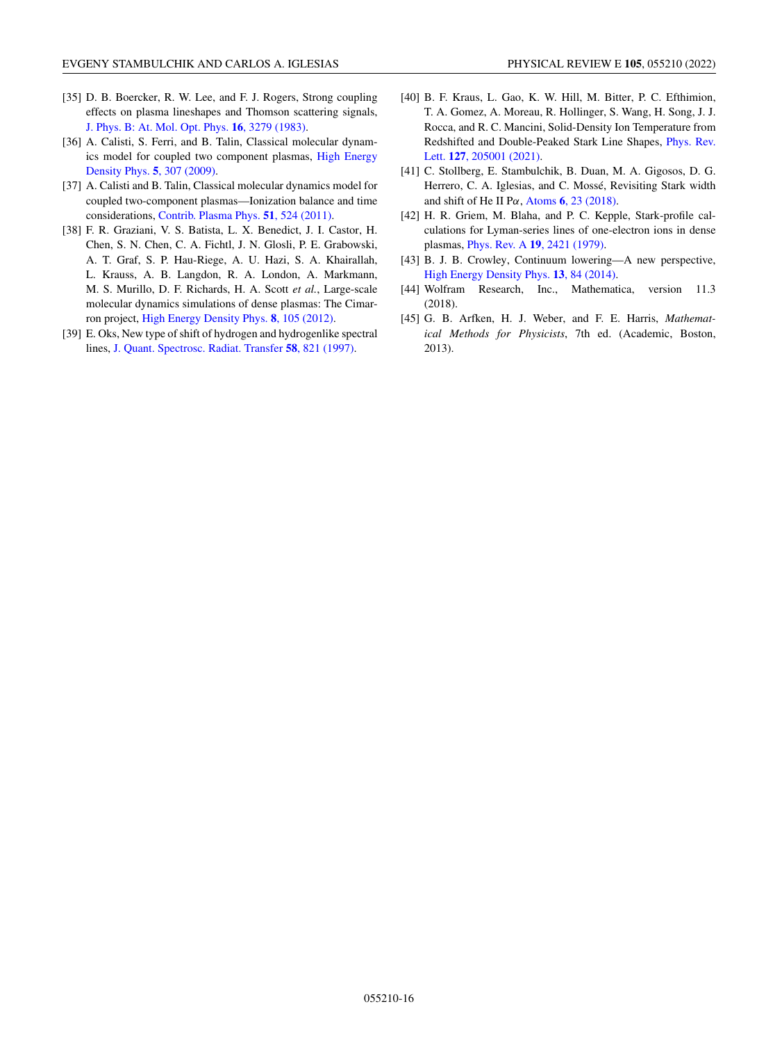[35] D. B. Boercker, R. W. Lee, and F. J. Rogers, Strong coupling effects on plasma lineshapes and Thomson scattering signals, J. Phys. B: At. Mol. Opt. Phys. **16**, 3279 (1983).

[36] A. Calisti, S. Ferri, and B. Talin, Classical molecular dynamics model for coupled two component plasmas, High Energy Density Phys. **5**, 307 (2009).

[37] A. Calisti and B. Talin, Classical molecular dynamics model for coupled two-component plasmas—Ionization balance and time considerations, Contrib. Plasma Phys. **51**, 524 (2011).

[38] F. R. Graziani, V. S. Batista, L. X. Benedict, J. I. Castor, H. Chen, S. N. Chen, C. A. Fichtl, J. N. Glosli, P. E. Grabowski, A. T. Graf, S. P. Hau-Riege, A. U. Hazi, S. A. Khairallah, L. Krauss, A. B. Langdon, R. A. London, A. Markmann, M. S. Murillo, D. F. Richards, H. A. Scott *et al.*, Large-scale molecular dynamics simulations of dense plasmas: The Cimarron project, High Energy Density Phys. **8**, 105 (2012).

[39] E. Oks, New type of shift of hydrogen and hydrogenlike spectral lines, J. Quant. Spectrosc. Radiat. Transfer **58**, 821 (1997).

[40] B. F. Kraus, L. Gao, K. W. Hill, M. Bitter, P. C. Efthimion, T. A. Gomez, A. Moreau, R. Hollinger, S. Wang, H. Song, J. J. Rocca, and R. C. Mancini, Solid-Density Ion Temperature from Redshifted and Double-Peaked Stark Line Shapes, Phys. Rev. Lett. **127**, 205001 (2021).

[41] C. Stollberg, E. Stambulchik, B. Duan, M. A. Gigosos, D. G. Herrero, C. A. Iglesias, and C. Mossé, Revisiting Stark width and shift of He II P$\alpha$, Atoms **6**, 23 (2018).

[42] H. R. Griem, M. Blaha, and P. C. Kepple, Stark-profile calculations for Lyman-series lines of one-electron ions in dense plasmas, Phys. Rev. A **19**, 2421 (1979).

[43] B. J. B. Crowley, Continuum lowering—A new perspective, High Energy Density Phys. **13**, 84 (2014).

[44] Wolfram Research, Inc., Mathematica, version 11.3 (2018).

[45] G. B. Arfken, H. J. Weber, and F. E. Harris, *Mathematical Methods for Physicists*, 7th ed. (Academic, Boston, 2013).